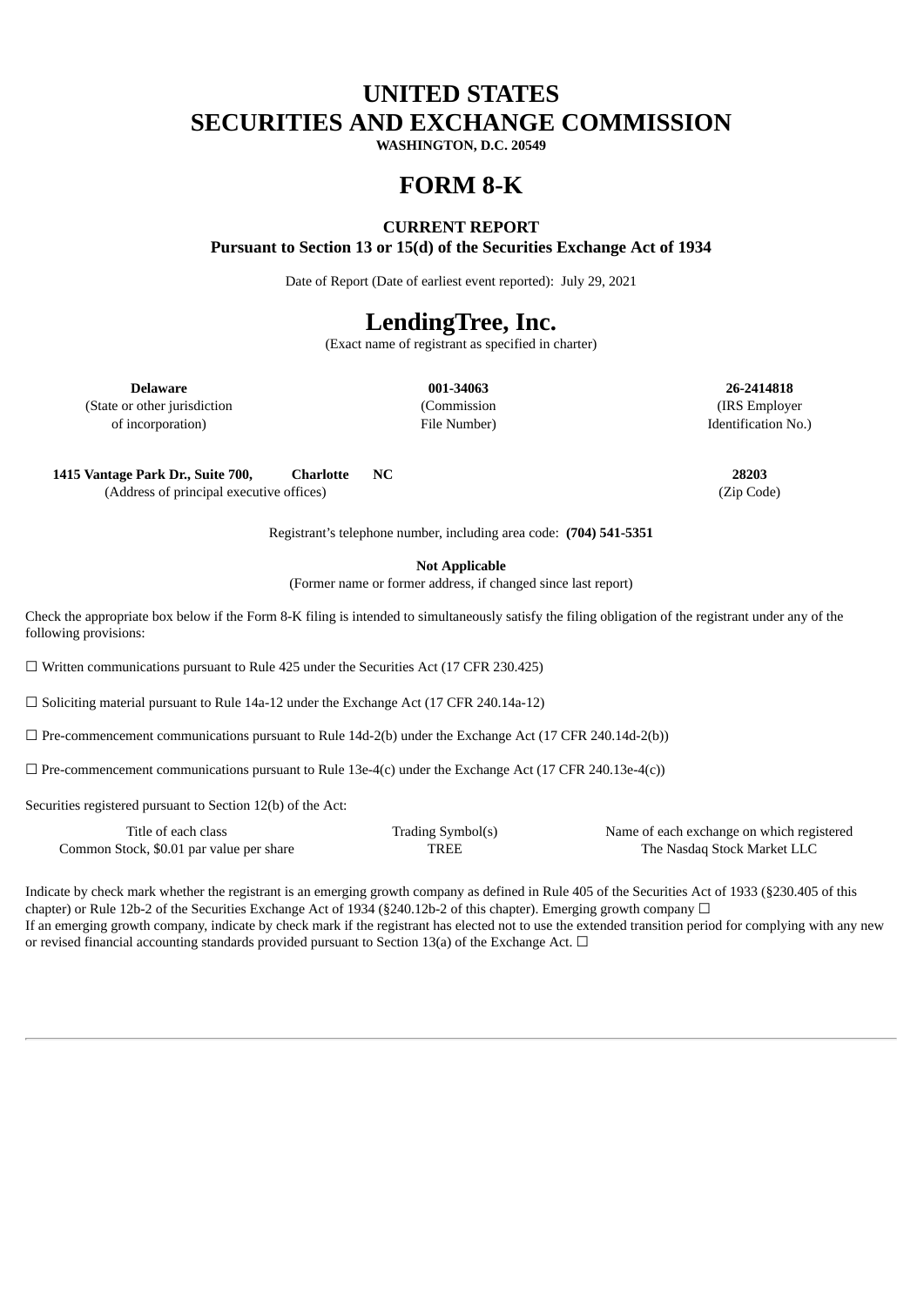# UNITED STATES
# SECURITIES AND EXCHANGE COMMISSION

**WASHINGTON, D.C. 20549**

# FORM 8-K

**CURRENT REPORT**
**Pursuant to Section 13 or 15(d) of the Securities Exchange Act of 1934**

Date of Report (Date of earliest event reported): July 29, 2021

# LendingTree, Inc.

(Exact name of registrant as specified in charter)

| **Delaware** | **001-34063** | **26-2414818** |
| --- | --- | --- |
| (State or other jurisdiction of incorporation) | (Commission File Number) | (IRS Employer Identification No.) |

| **1415 Vantage Park Dr., Suite 700, Charlotte NC** | **28203** |
| --- | --- |
| (Address of principal executive offices) | (Zip Code) |

Registrant's telephone number, including area code: **(704) 541-5351**

**Not Applicable**
(Former name or former address, if changed since last report)

Check the appropriate box below if the Form 8-K filing is intended to simultaneously satisfy the filing obligation of the registrant under any of the following provisions:

☐ Written communications pursuant to Rule 425 under the Securities Act (17 CFR 230.425)

☐ Soliciting material pursuant to Rule 14a-12 under the Exchange Act (17 CFR 240.14a-12)

☐ Pre-commencement communications pursuant to Rule 14d-2(b) under the Exchange Act (17 CFR 240.14d-2(b))

☐ Pre-commencement communications pursuant to Rule 13e-4(c) under the Exchange Act (17 CFR 240.13e-4(c))

Securities registered pursuant to Section 12(b) of the Act:

| Title of each class | Trading Symbol(s) | Name of each exchange on which registered |
| --- | --- | --- |
| Common Stock, $0.01 par value per share | TREE | The Nasdaq Stock Market LLC |

Indicate by check mark whether the registrant is an emerging growth company as defined in Rule 405 of the Securities Act of 1933 (§230.405 of this chapter) or Rule 12b-2 of the Securities Exchange Act of 1934 (§240.12b-2 of this chapter). Emerging growth company ☐
If an emerging growth company, indicate by check mark if the registrant has elected not to use the extended transition period for complying with any new or revised financial accounting standards provided pursuant to Section 13(a) of the Exchange Act. ☐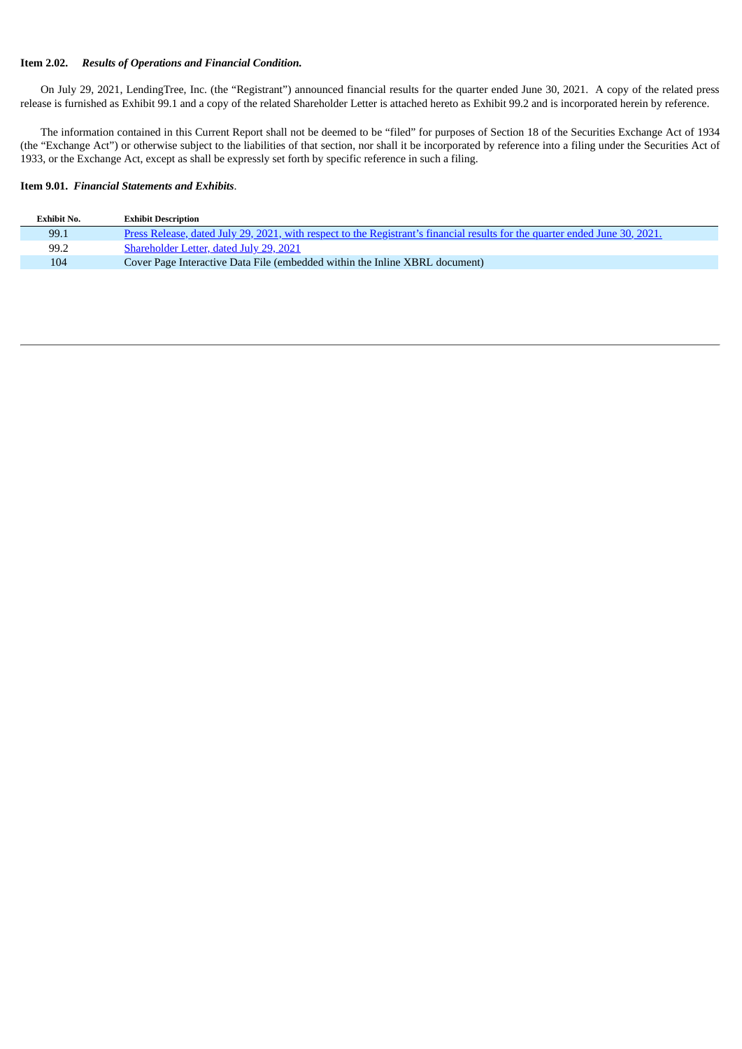**Item 2.02.** ***Results of Operations and Financial Condition.***

On July 29, 2021, LendingTree, Inc. (the "Registrant") announced financial results for the quarter ended June 30, 2021. A copy of the related press release is furnished as Exhibit 99.1 and a copy of the related Shareholder Letter is attached hereto as Exhibit 99.2 and is incorporated herein by reference.

The information contained in this Current Report shall not be deemed to be "filed" for purposes of Section 18 of the Securities Exchange Act of 1934 (the "Exchange Act") or otherwise subject to the liabilities of that section, nor shall it be incorporated by reference into a filing under the Securities Act of 1933, or the Exchange Act, except as shall be expressly set forth by specific reference in such a filing.

**Item 9.01.** ***Financial Statements and Exhibits***.

| Exhibit No. | Exhibit Description |
| --- | --- |
| 99.1 | Press Release, dated July 29, 2021, with respect to the Registrant's financial results for the quarter ended June 30, 2021. |
| 99.2 | Shareholder Letter, dated July 29, 2021 |
| 104 | Cover Page Interactive Data File (embedded within the Inline XBRL document) |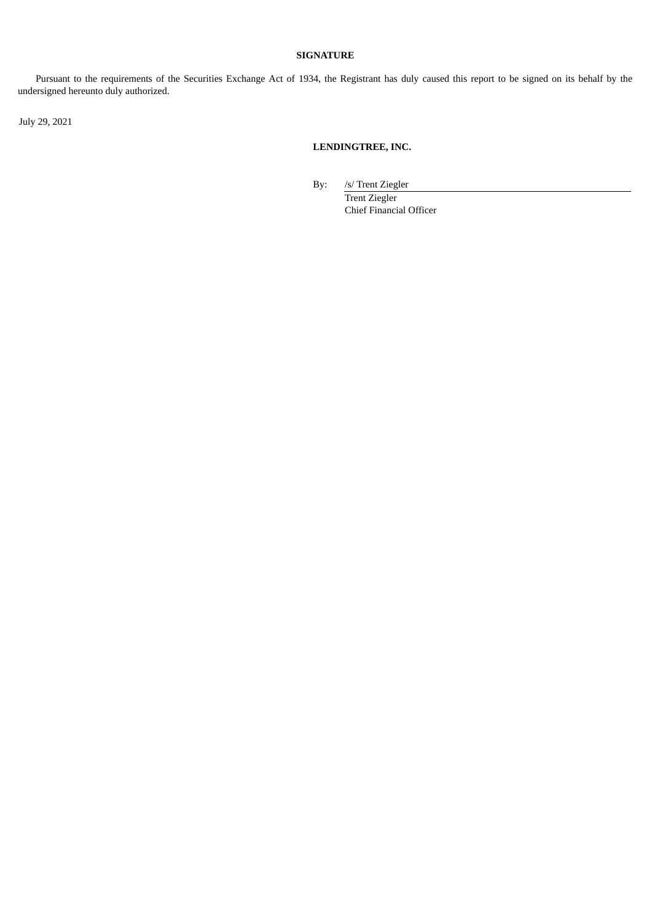**SIGNATURE**

Pursuant to the requirements of the Securities Exchange Act of 1934, the Registrant has duly caused this report to be signed on its behalf by the undersigned hereunto duly authorized.

July 29, 2021

**LENDINGTREE, INC.**

By: /s/ Trent Ziegler

Trent Ziegler
Chief Financial Officer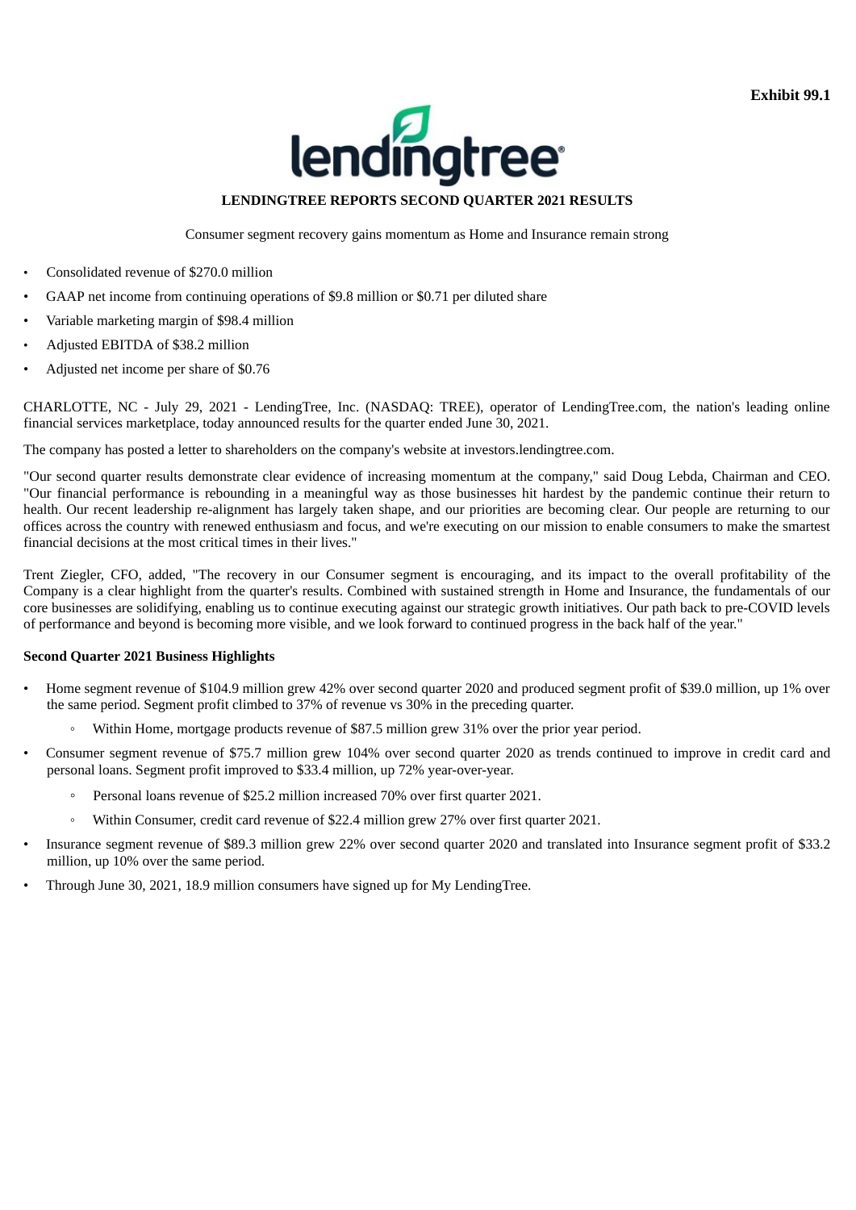**Exhibit 99.1**

lendingtree

**LENDINGTREE REPORTS SECOND QUARTER 2021 RESULTS**

Consumer segment recovery gains momentum as Home and Insurance remain strong

- Consolidated revenue of $270.0 million
- GAAP net income from continuing operations of $9.8 million or $0.71 per diluted share
- Variable marketing margin of $98.4 million
- Adjusted EBITDA of $38.2 million
- Adjusted net income per share of $0.76

CHARLOTTE, NC - July 29, 2021 - LendingTree, Inc. (NASDAQ: TREE), operator of LendingTree.com, the nation's leading online financial services marketplace, today announced results for the quarter ended June 30, 2021.

The company has posted a letter to shareholders on the company's website at investors.lendingtree.com.

"Our second quarter results demonstrate clear evidence of increasing momentum at the company," said Doug Lebda, Chairman and CEO. "Our financial performance is rebounding in a meaningful way as those businesses hit hardest by the pandemic continue their return to health. Our recent leadership re-alignment has largely taken shape, and our priorities are becoming clear. Our people are returning to our offices across the country with renewed enthusiasm and focus, and we're executing on our mission to enable consumers to make the smartest financial decisions at the most critical times in their lives."

Trent Ziegler, CFO, added, "The recovery in our Consumer segment is encouraging, and its impact to the overall profitability of the Company is a clear highlight from the quarter's results. Combined with sustained strength in Home and Insurance, the fundamentals of our core businesses are solidifying, enabling us to continue executing against our strategic growth initiatives. Our path back to pre-COVID levels of performance and beyond is becoming more visible, and we look forward to continued progress in the back half of the year."

**Second Quarter 2021 Business Highlights**

- Home segment revenue of $104.9 million grew 42% over second quarter 2020 and produced segment profit of $39.0 million, up 1% over the same period. Segment profit climbed to 37% of revenue vs 30% in the preceding quarter.
  - Within Home, mortgage products revenue of $87.5 million grew 31% over the prior year period.
- Consumer segment revenue of $75.7 million grew 104% over second quarter 2020 as trends continued to improve in credit card and personal loans. Segment profit improved to $33.4 million, up 72% year-over-year.
  - Personal loans revenue of $25.2 million increased 70% over first quarter 2021.
  - Within Consumer, credit card revenue of $22.4 million grew 27% over first quarter 2021.
- Insurance segment revenue of $89.3 million grew 22% over second quarter 2020 and translated into Insurance segment profit of $33.2 million, up 10% over the same period.
- Through June 30, 2021, 18.9 million consumers have signed up for My LendingTree.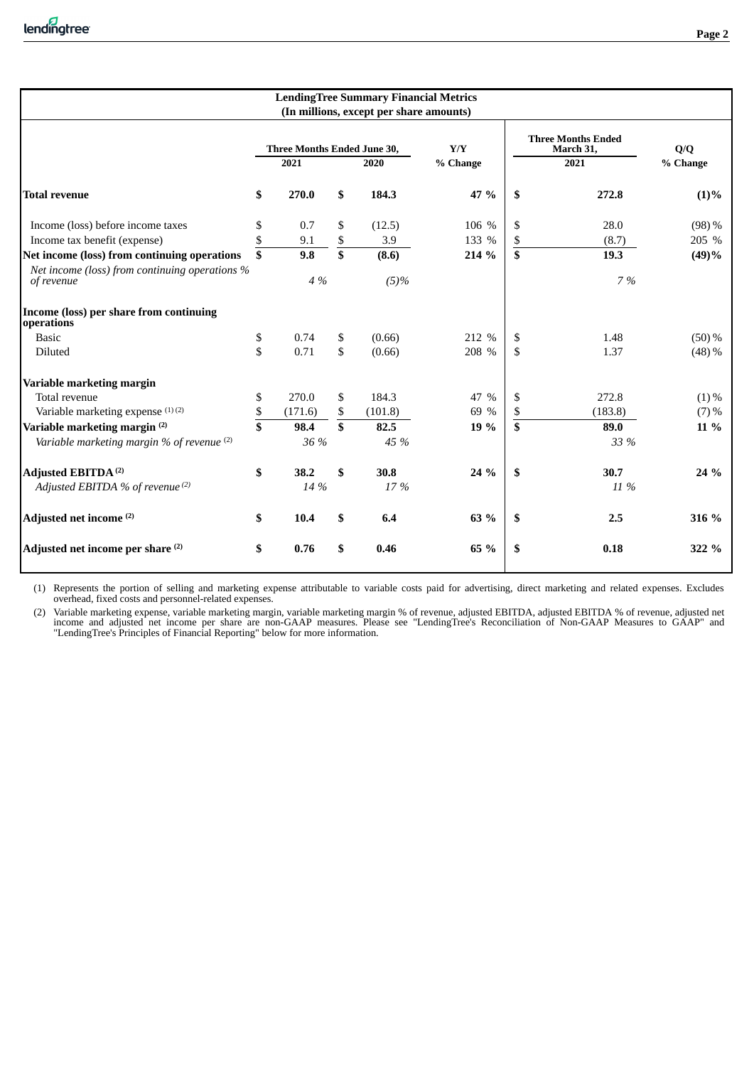**LendingTree Summary Financial Metrics**
**(In millions, except per share amounts)**

| | Three Months Ended June 30, | | Y/Y | Three Months Ended March 31, | Q/Q |
|---|---|---|---|---|---|
| | 2021 | 2020 | % Change | 2021 | % Change |
| **Total revenue** | **$ 270.0** | **$ 184.3** | **47 %** | **$ 272.8** | **(1)%** |
| Income (loss) before income taxes | $ 0.7 | $ (12.5) | 106 % | $ 28.0 | (98) % |
| Income tax benefit (expense) | $ 9.1 | $ 3.9 | 133 % | $ (8.7) | 205 % |
| **Net income (loss) from continuing operations** | **$ 9.8** | **$ (8.6)** | **214 %** | **$ 19.3** | **(49)%** |
| *Net income (loss) from continuing operations % of revenue* | *4 %* | *(5)%* | | *7 %* | |
| **Income (loss) per share from continuing operations** | | | | | |
| Basic | $ 0.74 | $ (0.66) | 212 % | $ 1.48 | (50) % |
| Diluted | $ 0.71 | $ (0.66) | 208 % | $ 1.37 | (48) % |
| **Variable marketing margin** | | | | | |
| Total revenue | $ 270.0 | $ 184.3 | 47 % | $ 272.8 | (1) % |
| Variable marketing expense (1) (2) | $ (171.6) | $ (101.8) | 69 % | $ (183.8) | (7) % |
| **Variable marketing margin (2)** | **$ 98.4** | **$ 82.5** | **19 %** | **$ 89.0** | **11 %** |
| *Variable marketing margin % of revenue (2)* | *36 %* | *45 %* | | *33 %* | |
| **Adjusted EBITDA (2)** | **$ 38.2** | **$ 30.8** | **24 %** | **$ 30.7** | **24 %** |
| *Adjusted EBITDA % of revenue (2)* | *14 %* | *17 %* | | *11 %* | |
| **Adjusted net income (2)** | **$ 10.4** | **$ 6.4** | **63 %** | **$ 2.5** | **316 %** |
| **Adjusted net income per share (2)** | **$ 0.76** | **$ 0.46** | **65 %** | **$ 0.18** | **322 %** |

(1) Represents the portion of selling and marketing expense attributable to variable costs paid for advertising, direct marketing and related expenses. Excludes overhead, fixed costs and personnel-related expenses.

(2) Variable marketing expense, variable marketing margin, variable marketing margin % of revenue, adjusted EBITDA, adjusted EBITDA % of revenue, adjusted net income and adjusted net income per share are non-GAAP measures. Please see "LendingTree's Reconciliation of Non-GAAP Measures to GAAP" and "LendingTree's Principles of Financial Reporting" below for more information.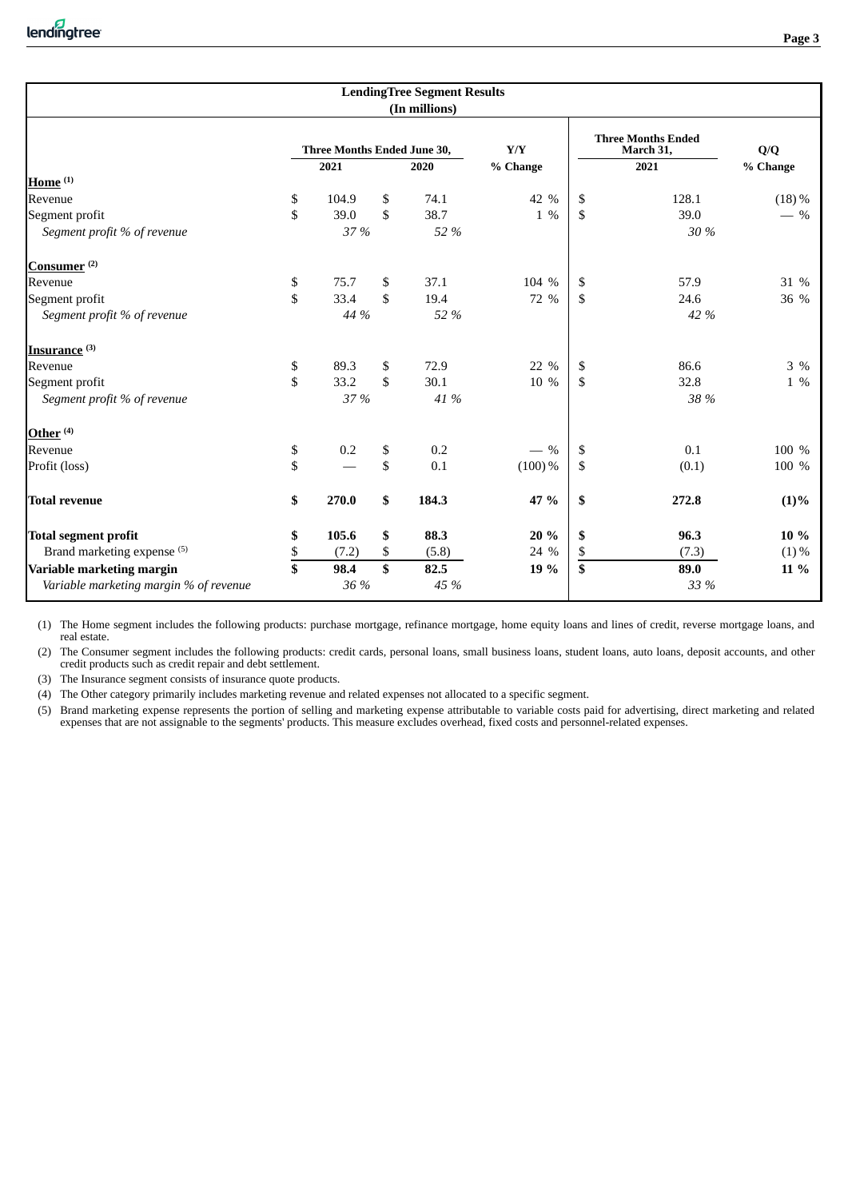| LendingTree Segment Results (In millions) | | | | | |
|---|---|---|---|---|---|
| | Three Months Ended June 30, | | Y/Y | Three Months Ended March 31, | Q/Q |
| | 2021 | 2020 | % Change | 2021 | % Change |
| **Home** (1) | | | | | |
| Revenue | $ 104.9 | $ 74.1 | 42 % | $ 128.1 | (18) % |
| Segment profit | $ 39.0 | $ 38.7 | 1 % | $ 39.0 | — % |
| *Segment profit % of revenue* | *37 %* | *52 %* | | *30 %* | |
| **Consumer** (2) | | | | | |
| Revenue | $ 75.7 | $ 37.1 | 104 % | $ 57.9 | 31 % |
| Segment profit | $ 33.4 | $ 19.4 | 72 % | $ 24.6 | 36 % |
| *Segment profit % of revenue* | *44 %* | *52 %* | | *42 %* | |
| **Insurance** (3) | | | | | |
| Revenue | $ 89.3 | $ 72.9 | 22 % | $ 86.6 | 3 % |
| Segment profit | $ 33.2 | $ 30.1 | 10 % | $ 32.8 | 1 % |
| *Segment profit % of revenue* | *37 %* | *41 %* | | *38 %* | |
| **Other** (4) | | | | | |
| Revenue | $ 0.2 | $ 0.2 | — % | $ 0.1 | 100 % |
| Profit (loss) | $ — | $ 0.1 | (100) % | $ (0.1) | 100 % |
| **Total revenue** | **$ 270.0** | **$ 184.3** | **47 %** | **$ 272.8** | **(1)%** |
| **Total segment profit** | **$ 105.6** | **$ 88.3** | **20 %** | **$ 96.3** | **10 %** |
| Brand marketing expense (5) | $ (7.2) | $ (5.8) | 24 % | $ (7.3) | (1) % |
| **Variable marketing margin** | **$ 98.4** | **$ 82.5** | **19 %** | **$ 89.0** | **11 %** |
| *Variable marketing margin % of revenue* | *36 %* | *45 %* | | *33 %* | |

(1) The Home segment includes the following products: purchase mortgage, refinance mortgage, home equity loans and lines of credit, reverse mortgage loans, and real estate.

(2) The Consumer segment includes the following products: credit cards, personal loans, small business loans, student loans, auto loans, deposit accounts, and other credit products such as credit repair and debt settlement.

(3) The Insurance segment consists of insurance quote products.

(4) The Other category primarily includes marketing revenue and related expenses not allocated to a specific segment.

(5) Brand marketing expense represents the portion of selling and marketing expense attributable to variable costs paid for advertising, direct marketing and related expenses that are not assignable to the segments' products. This measure excludes overhead, fixed costs and personnel-related expenses.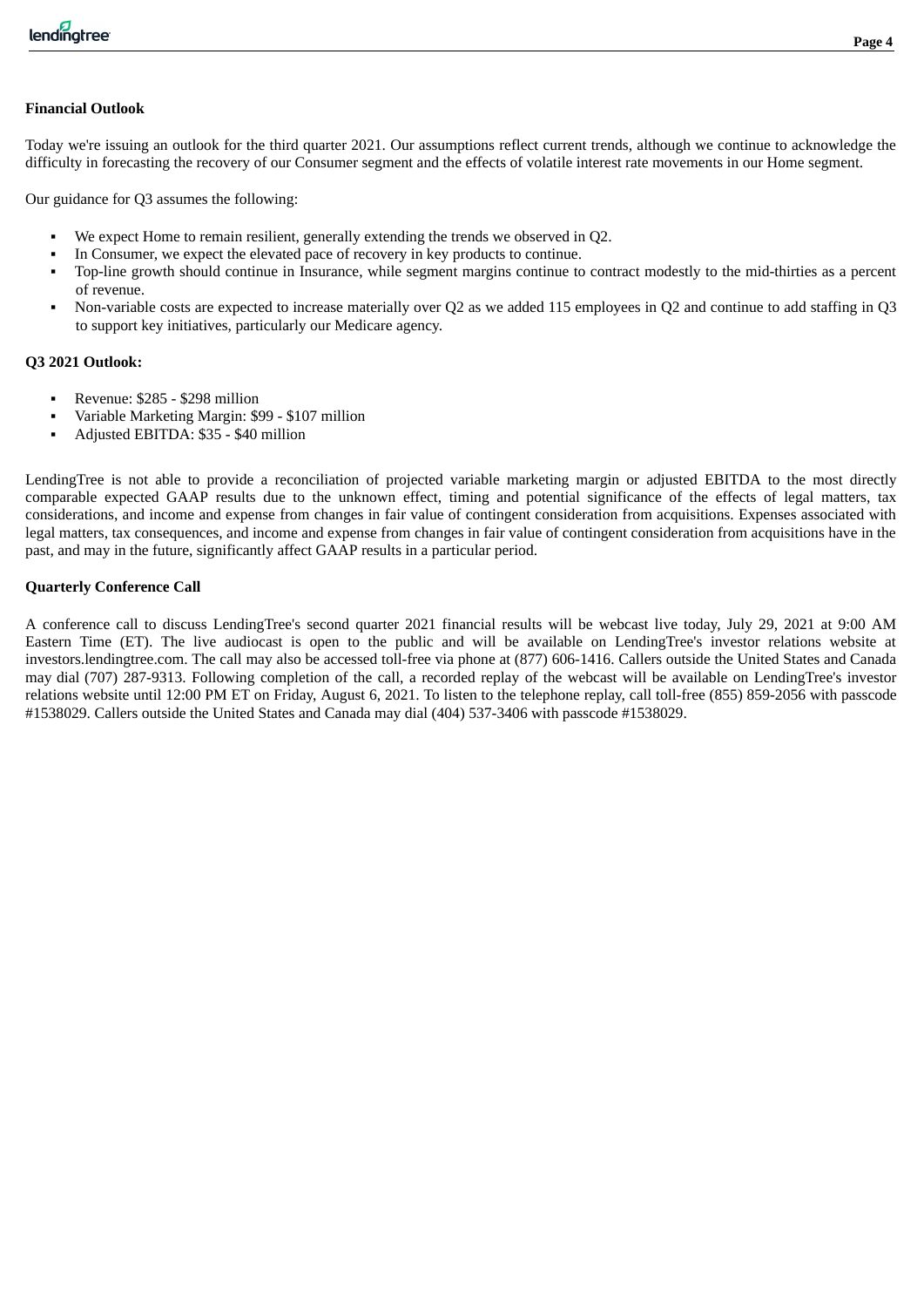**Financial Outlook**

Today we're issuing an outlook for the third quarter 2021. Our assumptions reflect current trends, although we continue to acknowledge the difficulty in forecasting the recovery of our Consumer segment and the effects of volatile interest rate movements in our Home segment.

Our guidance for Q3 assumes the following:

- We expect Home to remain resilient, generally extending the trends we observed in Q2.
- In Consumer, we expect the elevated pace of recovery in key products to continue.
- Top-line growth should continue in Insurance, while segment margins continue to contract modestly to the mid-thirties as a percent of revenue.
- Non-variable costs are expected to increase materially over Q2 as we added 115 employees in Q2 and continue to add staffing in Q3 to support key initiatives, particularly our Medicare agency.

**Q3 2021 Outlook:**

- Revenue: $285 - $298 million
- Variable Marketing Margin: $99 - $107 million
- Adjusted EBITDA: $35 - $40 million

LendingTree is not able to provide a reconciliation of projected variable marketing margin or adjusted EBITDA to the most directly comparable expected GAAP results due to the unknown effect, timing and potential significance of the effects of legal matters, tax considerations, and income and expense from changes in fair value of contingent consideration from acquisitions. Expenses associated with legal matters, tax consequences, and income and expense from changes in fair value of contingent consideration from acquisitions have in the past, and may in the future, significantly affect GAAP results in a particular period.

**Quarterly Conference Call**

A conference call to discuss LendingTree's second quarter 2021 financial results will be webcast live today, July 29, 2021 at 9:00 AM Eastern Time (ET). The live audiocast is open to the public and will be available on LendingTree's investor relations website at investors.lendingtree.com. The call may also be accessed toll-free via phone at (877) 606-1416. Callers outside the United States and Canada may dial (707) 287-9313. Following completion of the call, a recorded replay of the webcast will be available on LendingTree's investor relations website until 12:00 PM ET on Friday, August 6, 2021. To listen to the telephone replay, call toll-free (855) 859-2056 with passcode #1538029. Callers outside the United States and Canada may dial (404) 537-3406 with passcode #1538029.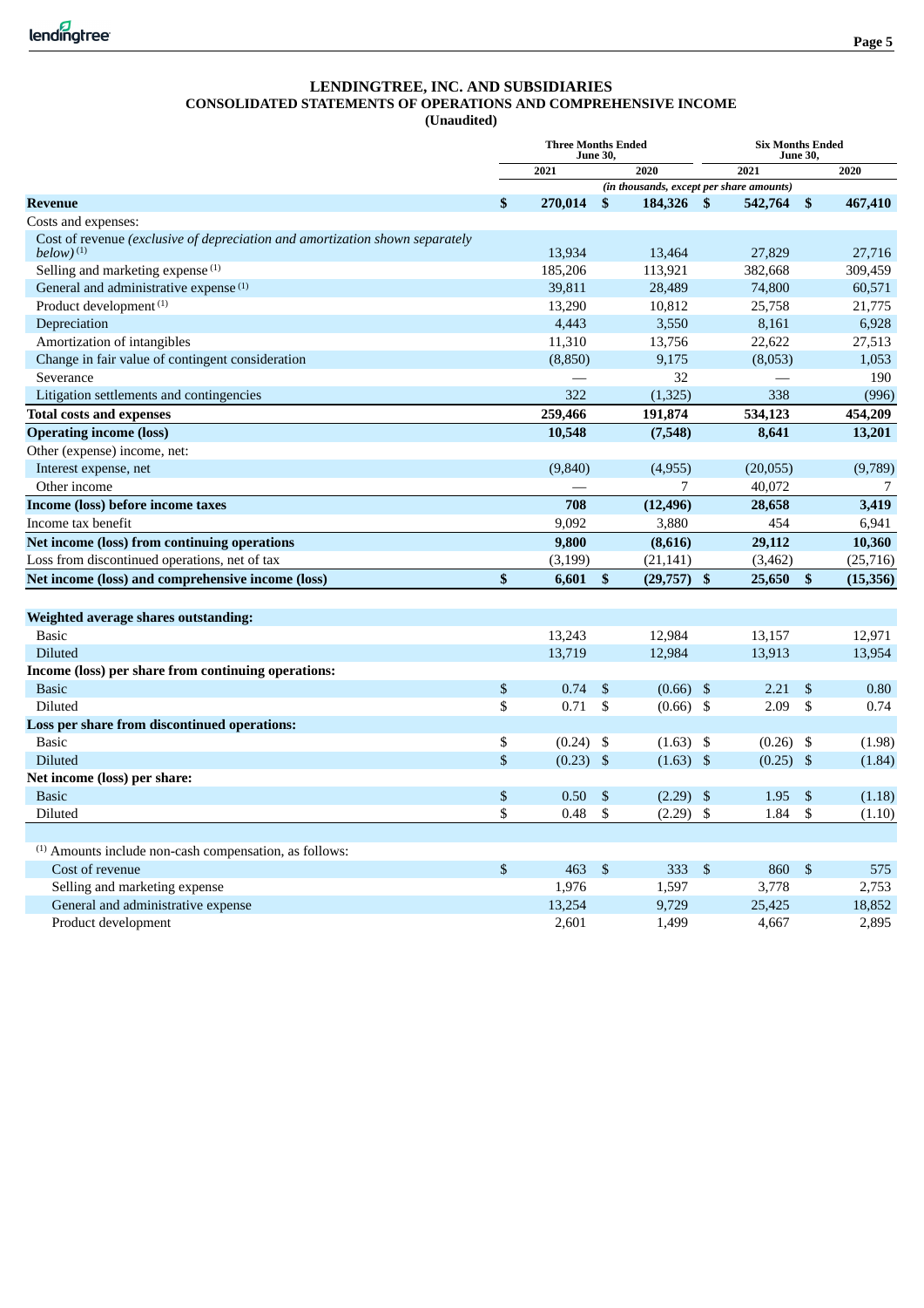# LENDINGTREE, INC. AND SUBSIDIARIES
## CONSOLIDATED STATEMENTS OF OPERATIONS AND COMPREHENSIVE INCOME
### (Unaudited)

| | Three Months Ended June 30, | | Six Months Ended June 30, | |
|---|---|---|---|---|
| | 2021 | 2020 | 2021 | 2020 |
| | *(in thousands, except per share amounts)* | | | |
| **Revenue** | **$ 270,014** | **$ 184,326** | **$ 542,764** | **$ 467,410** |
| Costs and expenses: | | | | |
| Cost of revenue *(exclusive of depreciation and amortization shown separately below)* (1) | 13,934 | 13,464 | 27,829 | 27,716 |
| Selling and marketing expense (1) | 185,206 | 113,921 | 382,668 | 309,459 |
| General and administrative expense (1) | 39,811 | 28,489 | 74,800 | 60,571 |
| Product development (1) | 13,290 | 10,812 | 25,758 | 21,775 |
| Depreciation | 4,443 | 3,550 | 8,161 | 6,928 |
| Amortization of intangibles | 11,310 | 13,756 | 22,622 | 27,513 |
| Change in fair value of contingent consideration | (8,850) | 9,175 | (8,053) | 1,053 |
| Severance | — | 32 | — | 190 |
| Litigation settlements and contingencies | 322 | (1,325) | 338 | (996) |
| **Total costs and expenses** | **259,466** | **191,874** | **534,123** | **454,209** |
| **Operating income (loss)** | **10,548** | **(7,548)** | **8,641** | **13,201** |
| Other (expense) income, net: | | | | |
| Interest expense, net | (9,840) | (4,955) | (20,055) | (9,789) |
| Other income | — | 7 | 40,072 | 7 |
| **Income (loss) before income taxes** | **708** | **(12,496)** | **28,658** | **3,419** |
| Income tax benefit | 9,092 | 3,880 | 454 | 6,941 |
| **Net income (loss) from continuing operations** | **9,800** | **(8,616)** | **29,112** | **10,360** |
| Loss from discontinued operations, net of tax | (3,199) | (21,141) | (3,462) | (25,716) |
| **Net income (loss) and comprehensive income (loss)** | **$ 6,601** | **$ (29,757)** | **$ 25,650** | **$ (15,356)** |
| | | | | |
| **Weighted average shares outstanding:** | | | | |
| Basic | 13,243 | 12,984 | 13,157 | 12,971 |
| Diluted | 13,719 | 12,984 | 13,913 | 13,954 |
| **Income (loss) per share from continuing operations:** | | | | |
| Basic | $ 0.74 | $ (0.66) | $ 2.21 | $ 0.80 |
| Diluted | $ 0.71 | $ (0.66) | $ 2.09 | $ 0.74 |
| **Loss per share from discontinued operations:** | | | | |
| Basic | $ (0.24) | $ (1.63) | $ (0.26) | $ (1.98) |
| Diluted | $ (0.23) | $ (1.63) | $ (0.25) | $ (1.84) |
| **Net income (loss) per share:** | | | | |
| Basic | $ 0.50 | $ (2.29) | $ 1.95 | $ (1.18) |
| Diluted | $ 0.48 | $ (2.29) | $ 1.84 | $ (1.10) |
| | | | | |
| (1) Amounts include non-cash compensation, as follows: | | | | |
| Cost of revenue | $ 463 | $ 333 | $ 860 | $ 575 |
| Selling and marketing expense | 1,976 | 1,597 | 3,778 | 2,753 |
| General and administrative expense | 13,254 | 9,729 | 25,425 | 18,852 |
| Product development | 2,601 | 1,499 | 4,667 | 2,895 |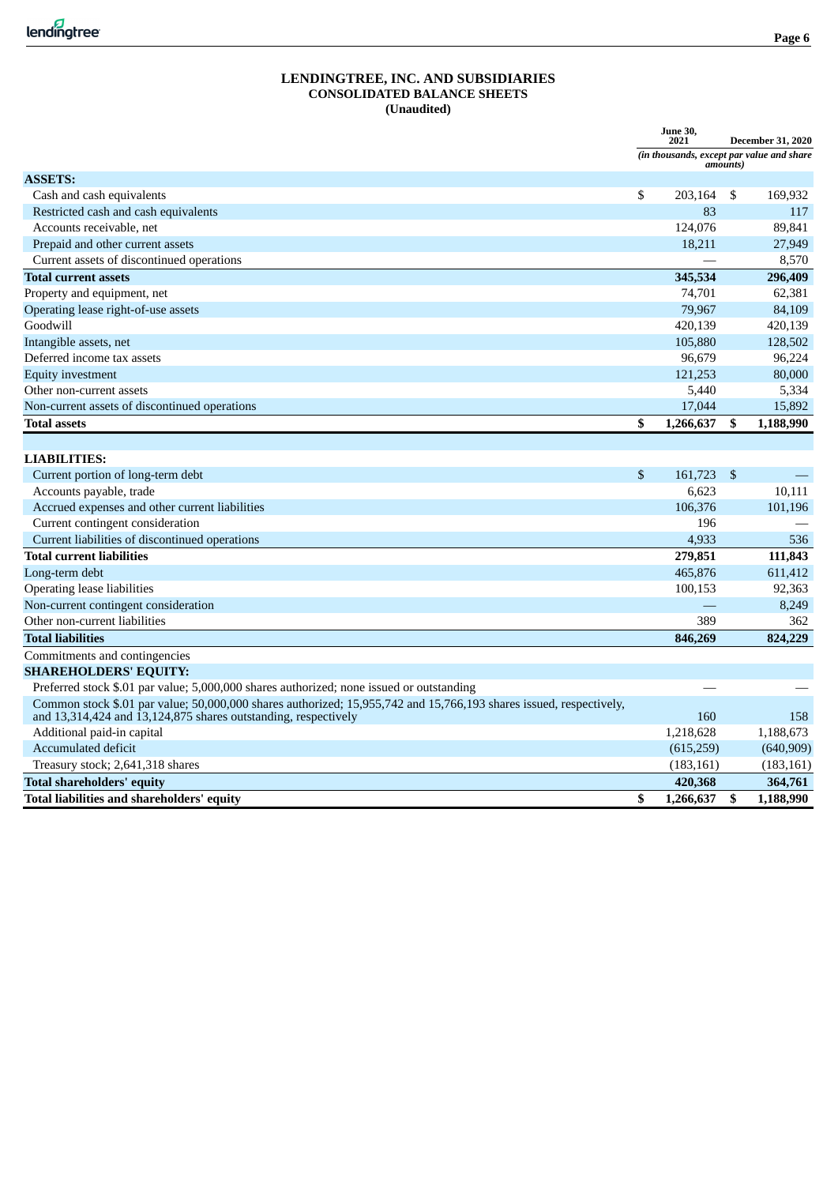**LENDINGTREE, INC. AND SUBSIDIARIES**
**CONSOLIDATED BALANCE SHEETS**
**(Unaudited)**

| | June 30, 2021 | December 31, 2020 |
|---|---|---|
| | *(in thousands, except par value and share amounts)* | |
| **ASSETS:** | | |
| Cash and cash equivalents | $ 203,164 | $ 169,932 |
| Restricted cash and cash equivalents | 83 | 117 |
| Accounts receivable, net | 124,076 | 89,841 |
| Prepaid and other current assets | 18,211 | 27,949 |
| Current assets of discontinued operations | — | 8,570 |
| **Total current assets** | **345,534** | **296,409** |
| Property and equipment, net | 74,701 | 62,381 |
| Operating lease right-of-use assets | 79,967 | 84,109 |
| Goodwill | 420,139 | 420,139 |
| Intangible assets, net | 105,880 | 128,502 |
| Deferred income tax assets | 96,679 | 96,224 |
| Equity investment | 121,253 | 80,000 |
| Other non-current assets | 5,440 | 5,334 |
| Non-current assets of discontinued operations | 17,044 | 15,892 |
| **Total assets** | **$ 1,266,637** | **$ 1,188,990** |
| | | |
| **LIABILITIES:** | | |
| Current portion of long-term debt | $ 161,723 | $ — |
| Accounts payable, trade | 6,623 | 10,111 |
| Accrued expenses and other current liabilities | 106,376 | 101,196 |
| Current contingent consideration | 196 | — |
| Current liabilities of discontinued operations | 4,933 | 536 |
| **Total current liabilities** | **279,851** | **111,843** |
| Long-term debt | 465,876 | 611,412 |
| Operating lease liabilities | 100,153 | 92,363 |
| Non-current contingent consideration | — | 8,249 |
| Other non-current liabilities | 389 | 362 |
| **Total liabilities** | **846,269** | **824,229** |
| Commitments and contingencies | | |
| **SHAREHOLDERS' EQUITY:** | | |
| Preferred stock $.01 par value; 5,000,000 shares authorized; none issued or outstanding | — | — |
| Common stock $.01 par value; 50,000,000 shares authorized; 15,955,742 and 15,766,193 shares issued, respectively, and 13,314,424 and 13,124,875 shares outstanding, respectively | 160 | 158 |
| Additional paid-in capital | 1,218,628 | 1,188,673 |
| Accumulated deficit | (615,259) | (640,909) |
| Treasury stock; 2,641,318 shares | (183,161) | (183,161) |
| **Total shareholders' equity** | **420,368** | **364,761** |
| **Total liabilities and shareholders' equity** | **$ 1,266,637** | **$ 1,188,990** |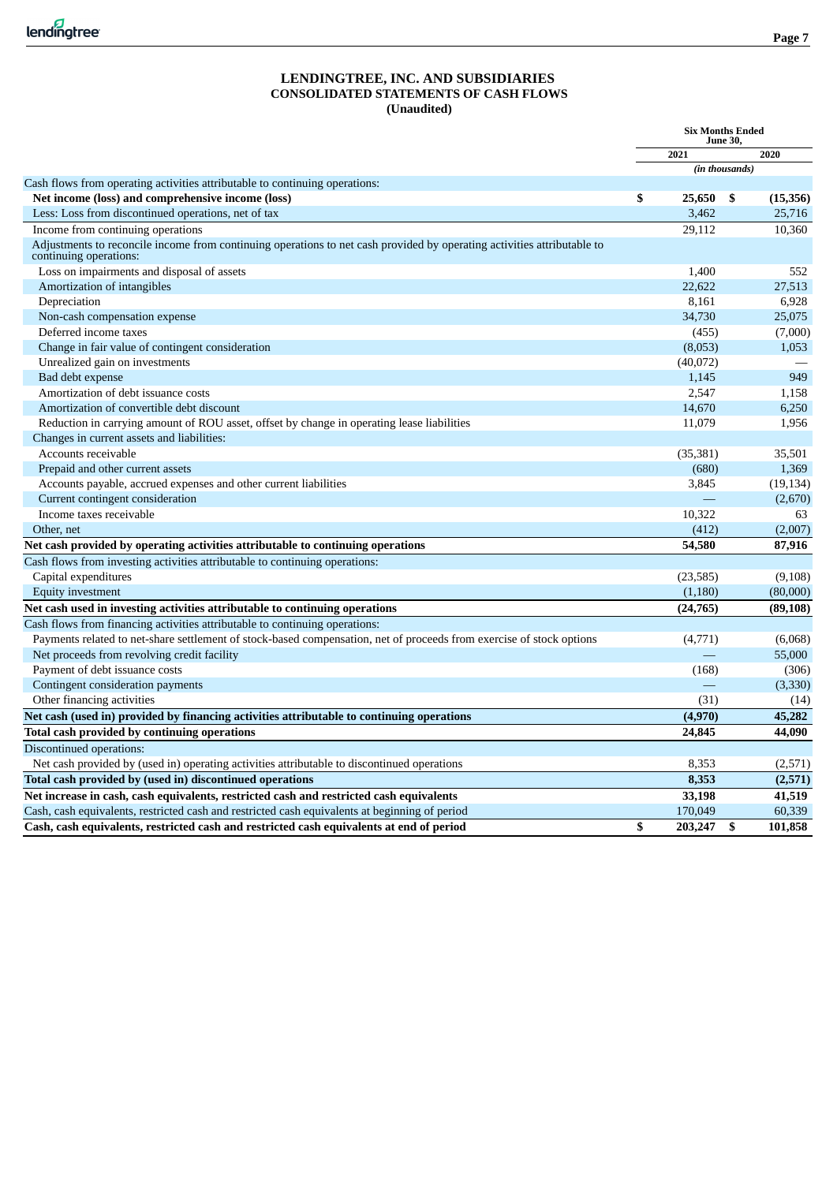## LENDINGTREE, INC. AND SUBSIDIARIES
## CONSOLIDATED STATEMENTS OF CASH FLOWS
## (Unaudited)

| | Six Months Ended June 30, | |
|---|---|---|
| | 2021 | 2020 |
| | *(in thousands)* | |
| Cash flows from operating activities attributable to continuing operations: | | |
| **Net income (loss) and comprehensive income (loss)** | **$ 25,650** | **$ (15,356)** |
| Less: Loss from discontinued operations, net of tax | 3,462 | 25,716 |
| Income from continuing operations | 29,112 | 10,360 |
| Adjustments to reconcile income from continuing operations to net cash provided by operating activities attributable to continuing operations: | | |
| Loss on impairments and disposal of assets | 1,400 | 552 |
| Amortization of intangibles | 22,622 | 27,513 |
| Depreciation | 8,161 | 6,928 |
| Non-cash compensation expense | 34,730 | 25,075 |
| Deferred income taxes | (455) | (7,000) |
| Change in fair value of contingent consideration | (8,053) | 1,053 |
| Unrealized gain on investments | (40,072) | — |
| Bad debt expense | 1,145 | 949 |
| Amortization of debt issuance costs | 2,547 | 1,158 |
| Amortization of convertible debt discount | 14,670 | 6,250 |
| Reduction in carrying amount of ROU asset, offset by change in operating lease liabilities | 11,079 | 1,956 |
| Changes in current assets and liabilities: | | |
| Accounts receivable | (35,381) | 35,501 |
| Prepaid and other current assets | (680) | 1,369 |
| Accounts payable, accrued expenses and other current liabilities | 3,845 | (19,134) |
| Current contingent consideration | — | (2,670) |
| Income taxes receivable | 10,322 | 63 |
| Other, net | (412) | (2,007) |
| **Net cash provided by operating activities attributable to continuing operations** | **54,580** | **87,916** |
| Cash flows from investing activities attributable to continuing operations: | | |
| Capital expenditures | (23,585) | (9,108) |
| Equity investment | (1,180) | (80,000) |
| **Net cash used in investing activities attributable to continuing operations** | **(24,765)** | **(89,108)** |
| Cash flows from financing activities attributable to continuing operations: | | |
| Payments related to net-share settlement of stock-based compensation, net of proceeds from exercise of stock options | (4,771) | (6,068) |
| Net proceeds from revolving credit facility | — | 55,000 |
| Payment of debt issuance costs | (168) | (306) |
| Contingent consideration payments | — | (3,330) |
| Other financing activities | (31) | (14) |
| **Net cash (used in) provided by financing activities attributable to continuing operations** | **(4,970)** | **45,282** |
| **Total cash provided by continuing operations** | **24,845** | **44,090** |
| Discontinued operations: | | |
| Net cash provided by (used in) operating activities attributable to discontinued operations | 8,353 | (2,571) |
| **Total cash provided by (used in) discontinued operations** | **8,353** | **(2,571)** |
| **Net increase in cash, cash equivalents, restricted cash and restricted cash equivalents** | **33,198** | **41,519** |
| Cash, cash equivalents, restricted cash and restricted cash equivalents at beginning of period | 170,049 | 60,339 |
| **Cash, cash equivalents, restricted cash and restricted cash equivalents at end of period** | **$ 203,247** | **$ 101,858** |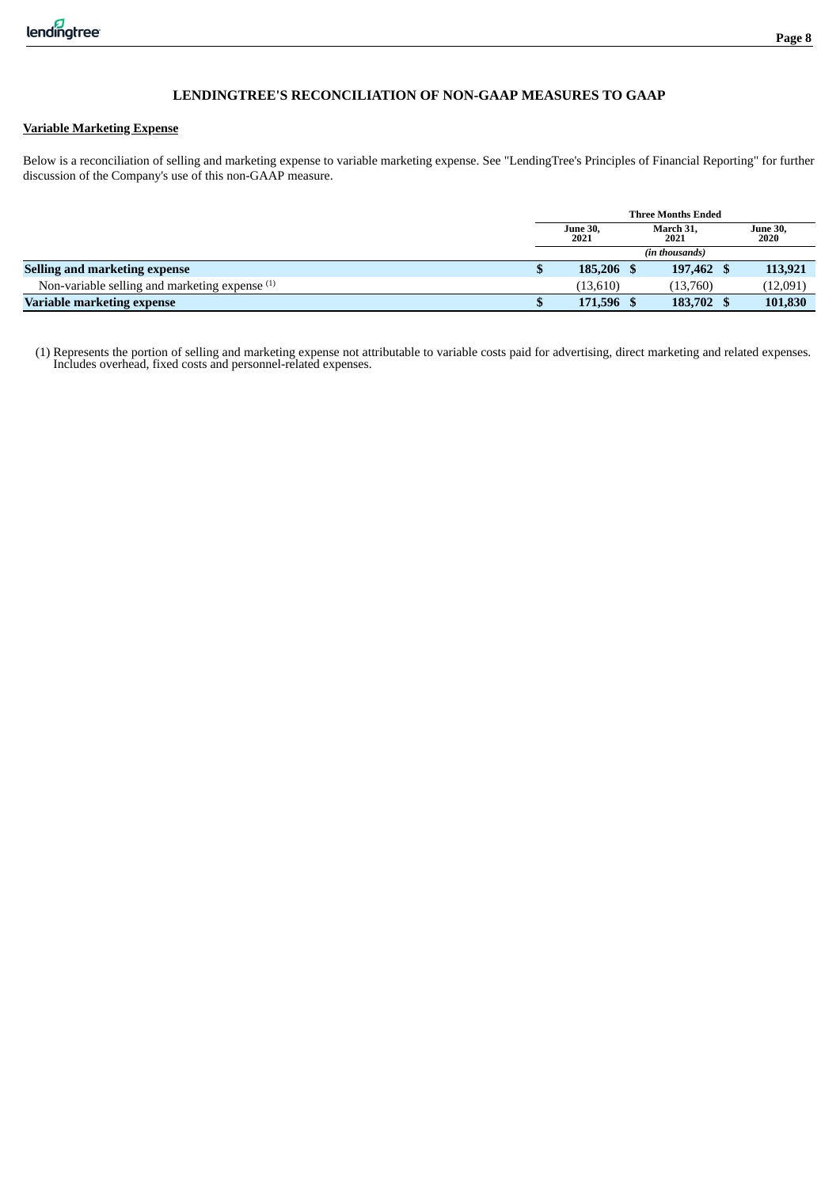# LENDINGTREE'S RECONCILIATION OF NON-GAAP MEASURES TO GAAP

## Variable Marketing Expense

Below is a reconciliation of selling and marketing expense to variable marketing expense. See "LendingTree's Principles of Financial Reporting" for further discussion of the Company's use of this non-GAAP measure.

| | Three Months Ended | | |
|---|---|---|---|
| | June 30, 2021 | March 31, 2021 | June 30, 2020 |
| | (in thousands) | | |
| **Selling and marketing expense** | **$ 185,206** | **$ 197,462** | **$ 113,921** |
| Non-variable selling and marketing expense (1) | (13,610) | (13,760) | (12,091) |
| **Variable marketing expense** | **$ 171,596** | **$ 183,702** | **$ 101,830** |

(1) Represents the portion of selling and marketing expense not attributable to variable costs paid for advertising, direct marketing and related expenses. Includes overhead, fixed costs and personnel-related expenses.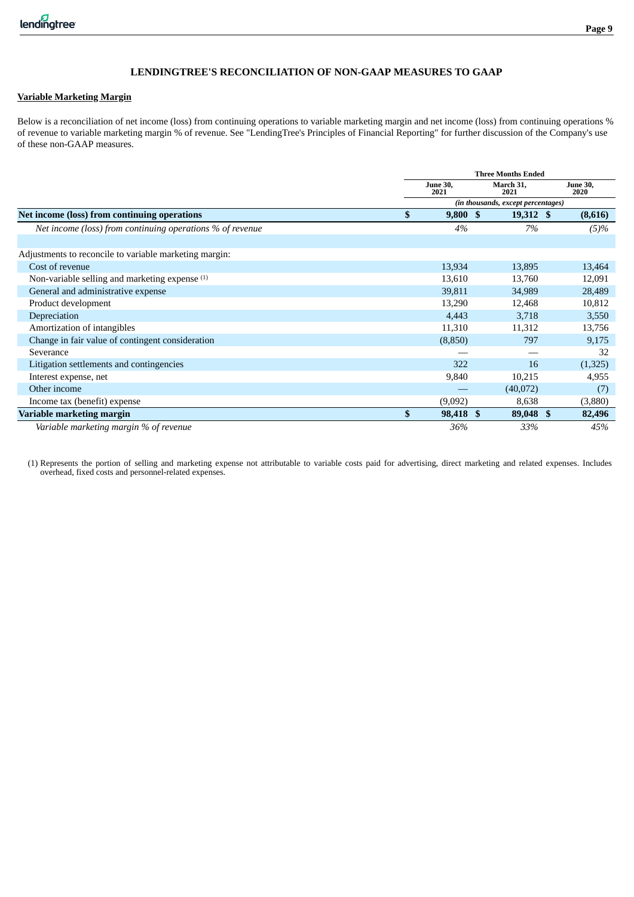## LENDINGTREE'S RECONCILIATION OF NON-GAAP MEASURES TO GAAP

**Variable Marketing Margin**

Below is a reconciliation of net income (loss) from continuing operations to variable marketing margin and net income (loss) from continuing operations % of revenue to variable marketing margin % of revenue. See "LendingTree's Principles of Financial Reporting" for further discussion of the Company's use of these non-GAAP measures.

| | Three Months Ended | | |
|---|---|---|---|
| | June 30, 2021 | March 31, 2021 | June 30, 2020 |
| | *(in thousands, except percentages)* | | |
| **Net income (loss) from continuing operations** | **$ 9,800** | **$ 19,312** | **$ (8,616)** |
| *Net income (loss) from continuing operations % of revenue* | *4%* | *7%* | *(5)%* |
| | | | |
| Adjustments to reconcile to variable marketing margin: | | | |
| Cost of revenue | 13,934 | 13,895 | 13,464 |
| Non-variable selling and marketing expense (1) | 13,610 | 13,760 | 12,091 |
| General and administrative expense | 39,811 | 34,989 | 28,489 |
| Product development | 13,290 | 12,468 | 10,812 |
| Depreciation | 4,443 | 3,718 | 3,550 |
| Amortization of intangibles | 11,310 | 11,312 | 13,756 |
| Change in fair value of contingent consideration | (8,850) | 797 | 9,175 |
| Severance | — | — | 32 |
| Litigation settlements and contingencies | 322 | 16 | (1,325) |
| Interest expense, net | 9,840 | 10,215 | 4,955 |
| Other income | — | (40,072) | (7) |
| Income tax (benefit) expense | (9,092) | 8,638 | (3,880) |
| **Variable marketing margin** | **$ 98,418** | **$ 89,048** | **$ 82,496** |
| *Variable marketing margin % of revenue* | *36%* | *33%* | *45%* |

(1) Represents the portion of selling and marketing expense not attributable to variable costs paid for advertising, direct marketing and related expenses. Includes overhead, fixed costs and personnel-related expenses.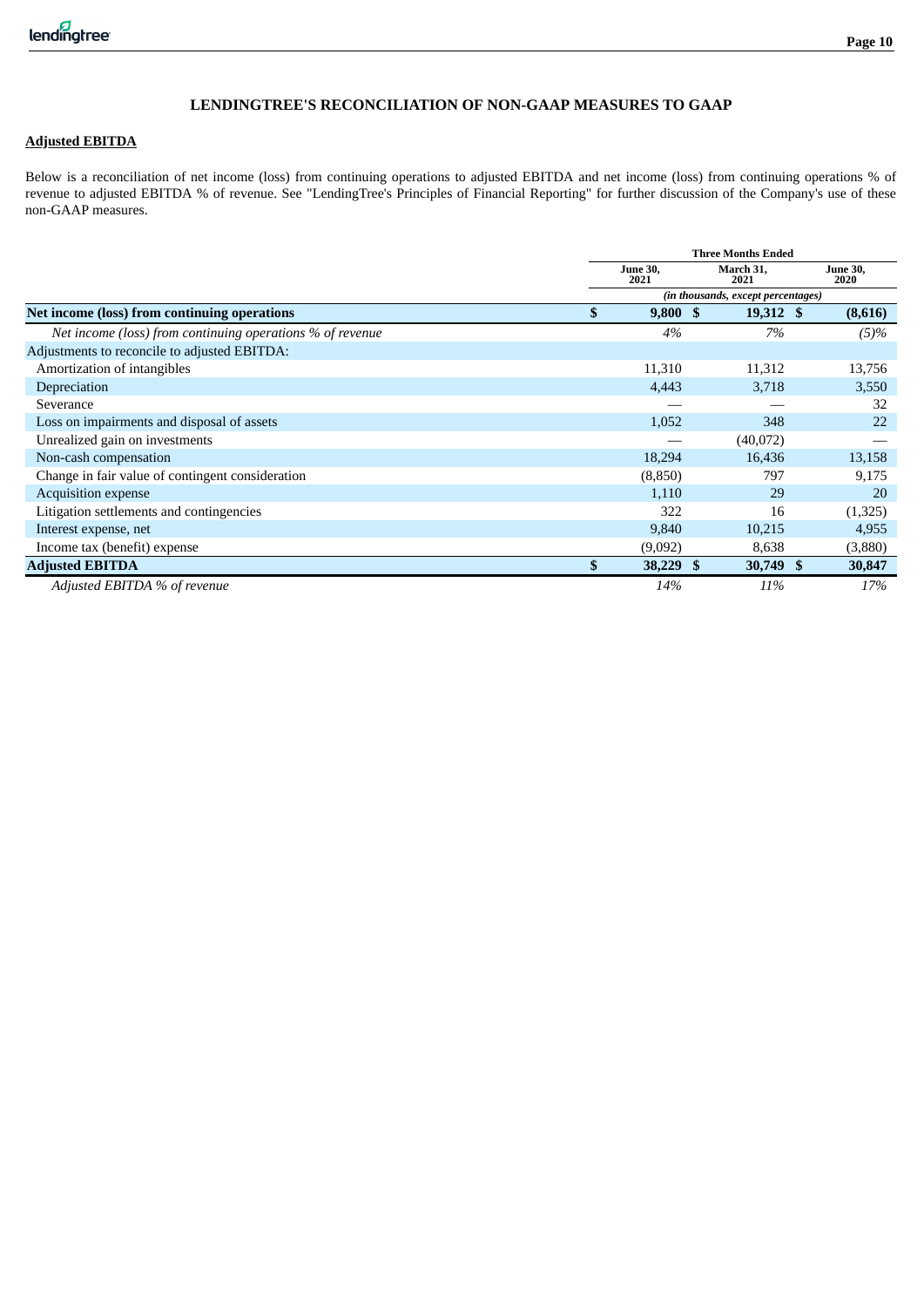## LENDINGTREE'S RECONCILIATION OF NON-GAAP MEASURES TO GAAP

### Adjusted EBITDA

Below is a reconciliation of net income (loss) from continuing operations to adjusted EBITDA and net income (loss) from continuing operations % of revenue to adjusted EBITDA % of revenue. See "LendingTree's Principles of Financial Reporting" for further discussion of the Company's use of these non-GAAP measures.

| | Three Months Ended | | |
|---|---|---|---|
| | June 30, 2021 | March 31, 2021 | June 30, 2020 |
| | *(in thousands, except percentages)* | | |
| **Net income (loss) from continuing operations** | **$ 9,800** | **$ 19,312** | **$ (8,616)** |
| *Net income (loss) from continuing operations % of revenue* | *4%* | *7%* | *(5)%* |
| Adjustments to reconcile to adjusted EBITDA: | | | |
| Amortization of intangibles | 11,310 | 11,312 | 13,756 |
| Depreciation | 4,443 | 3,718 | 3,550 |
| Severance | — | — | 32 |
| Loss on impairments and disposal of assets | 1,052 | 348 | 22 |
| Unrealized gain on investments | — | (40,072) | — |
| Non-cash compensation | 18,294 | 16,436 | 13,158 |
| Change in fair value of contingent consideration | (8,850) | 797 | 9,175 |
| Acquisition expense | 1,110 | 29 | 20 |
| Litigation settlements and contingencies | 322 | 16 | (1,325) |
| Interest expense, net | 9,840 | 10,215 | 4,955 |
| Income tax (benefit) expense | (9,092) | 8,638 | (3,880) |
| **Adjusted EBITDA** | **$ 38,229** | **$ 30,749** | **$ 30,847** |
| *Adjusted EBITDA % of revenue* | *14%* | *11%* | *17%* |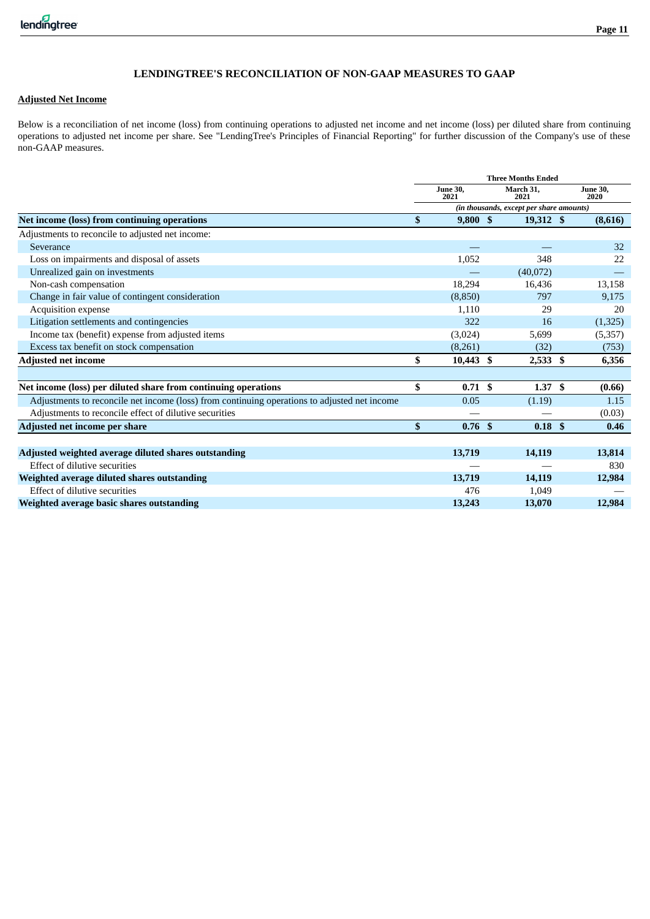## LENDINGTREE'S RECONCILIATION OF NON-GAAP MEASURES TO GAAP

**Adjusted Net Income**

Below is a reconciliation of net income (loss) from continuing operations to adjusted net income and net income (loss) per diluted share from continuing operations to adjusted net income per share. See "LendingTree's Principles of Financial Reporting" for further discussion of the Company's use of these non-GAAP measures.

| | Three Months Ended | | |
|---|---|---|---|
| | June 30, 2021 | March 31, 2021 | June 30, 2020 |
| | *(in thousands, except per share amounts)* | | |
| **Net income (loss) from continuing operations** | **$ 9,800** | **$ 19,312** | **$ (8,616)** |
| Adjustments to reconcile to adjusted net income: | | | |
| Severance | — | — | 32 |
| Loss on impairments and disposal of assets | 1,052 | 348 | 22 |
| Unrealized gain on investments | — | (40,072) | — |
| Non-cash compensation | 18,294 | 16,436 | 13,158 |
| Change in fair value of contingent consideration | (8,850) | 797 | 9,175 |
| Acquisition expense | 1,110 | 29 | 20 |
| Litigation settlements and contingencies | 322 | 16 | (1,325) |
| Income tax (benefit) expense from adjusted items | (3,024) | 5,699 | (5,357) |
| Excess tax benefit on stock compensation | (8,261) | (32) | (753) |
| **Adjusted net income** | **$ 10,443** | **$ 2,533** | **$ 6,356** |
| | | | |
| **Net income (loss) per diluted share from continuing operations** | **$ 0.71** | **$ 1.37** | **$ (0.66)** |
| Adjustments to reconcile net income (loss) from continuing operations to adjusted net income | 0.05 | (1.19) | 1.15 |
| Adjustments to reconcile effect of dilutive securities | — | — | (0.03) |
| **Adjusted net income per share** | **$ 0.76** | **$ 0.18** | **$ 0.46** |
| | | | |
| **Adjusted weighted average diluted shares outstanding** | **13,719** | **14,119** | **13,814** |
| Effect of dilutive securities | — | — | 830 |
| **Weighted average diluted shares outstanding** | **13,719** | **14,119** | **12,984** |
| Effect of dilutive securities | 476 | 1,049 | — |
| **Weighted average basic shares outstanding** | **13,243** | **13,070** | **12,984** |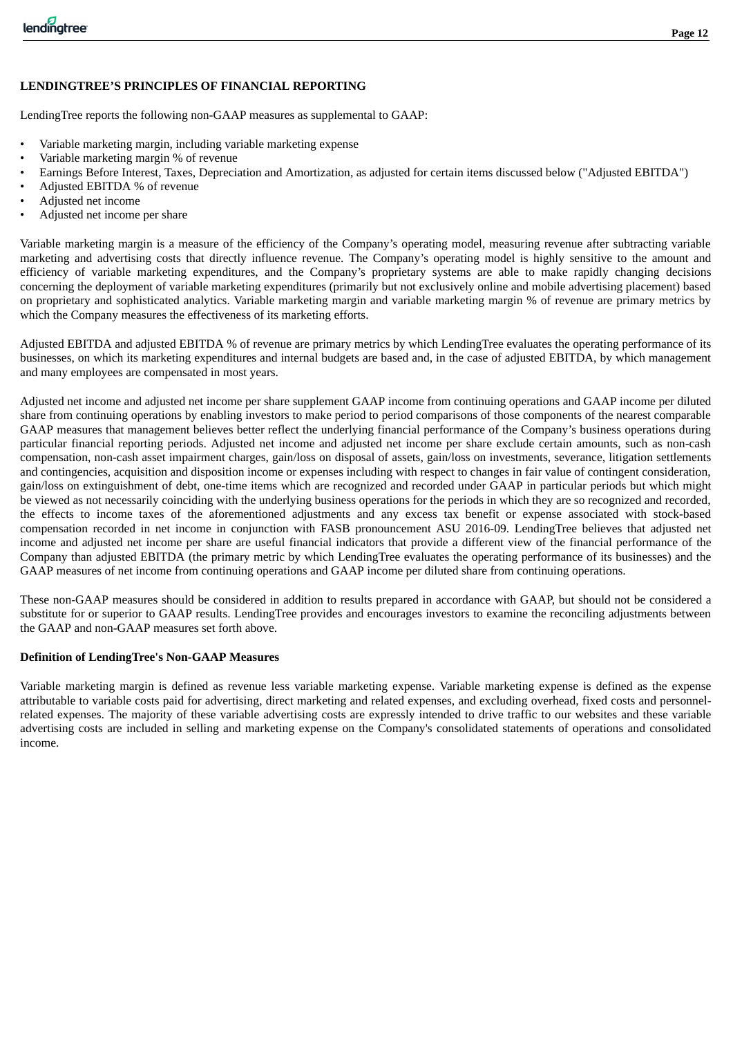**LENDINGTREE'S PRINCIPLES OF FINANCIAL REPORTING**

LendingTree reports the following non-GAAP measures as supplemental to GAAP:

- Variable marketing margin, including variable marketing expense
- Variable marketing margin % of revenue
- Earnings Before Interest, Taxes, Depreciation and Amortization, as adjusted for certain items discussed below ("Adjusted EBITDA")
- Adjusted EBITDA % of revenue
- Adjusted net income
- Adjusted net income per share

Variable marketing margin is a measure of the efficiency of the Company's operating model, measuring revenue after subtracting variable marketing and advertising costs that directly influence revenue. The Company's operating model is highly sensitive to the amount and efficiency of variable marketing expenditures, and the Company's proprietary systems are able to make rapidly changing decisions concerning the deployment of variable marketing expenditures (primarily but not exclusively online and mobile advertising placement) based on proprietary and sophisticated analytics. Variable marketing margin and variable marketing margin % of revenue are primary metrics by which the Company measures the effectiveness of its marketing efforts.

Adjusted EBITDA and adjusted EBITDA % of revenue are primary metrics by which LendingTree evaluates the operating performance of its businesses, on which its marketing expenditures and internal budgets are based and, in the case of adjusted EBITDA, by which management and many employees are compensated in most years.

Adjusted net income and adjusted net income per share supplement GAAP income from continuing operations and GAAP income per diluted share from continuing operations by enabling investors to make period to period comparisons of those components of the nearest comparable GAAP measures that management believes better reflect the underlying financial performance of the Company's business operations during particular financial reporting periods. Adjusted net income and adjusted net income per share exclude certain amounts, such as non-cash compensation, non-cash asset impairment charges, gain/loss on disposal of assets, gain/loss on investments, severance, litigation settlements and contingencies, acquisition and disposition income or expenses including with respect to changes in fair value of contingent consideration, gain/loss on extinguishment of debt, one-time items which are recognized and recorded under GAAP in particular periods but which might be viewed as not necessarily coinciding with the underlying business operations for the periods in which they are so recognized and recorded, the effects to income taxes of the aforementioned adjustments and any excess tax benefit or expense associated with stock-based compensation recorded in net income in conjunction with FASB pronouncement ASU 2016-09. LendingTree believes that adjusted net income and adjusted net income per share are useful financial indicators that provide a different view of the financial performance of the Company than adjusted EBITDA (the primary metric by which LendingTree evaluates the operating performance of its businesses) and the GAAP measures of net income from continuing operations and GAAP income per diluted share from continuing operations.

These non-GAAP measures should be considered in addition to results prepared in accordance with GAAP, but should not be considered a substitute for or superior to GAAP results. LendingTree provides and encourages investors to examine the reconciling adjustments between the GAAP and non-GAAP measures set forth above.

**Definition of LendingTree's Non-GAAP Measures**

Variable marketing margin is defined as revenue less variable marketing expense. Variable marketing expense is defined as the expense attributable to variable costs paid for advertising, direct marketing and related expenses, and excluding overhead, fixed costs and personnel-related expenses. The majority of these variable advertising costs are expressly intended to drive traffic to our websites and these variable advertising costs are included in selling and marketing expense on the Company's consolidated statements of operations and consolidated income.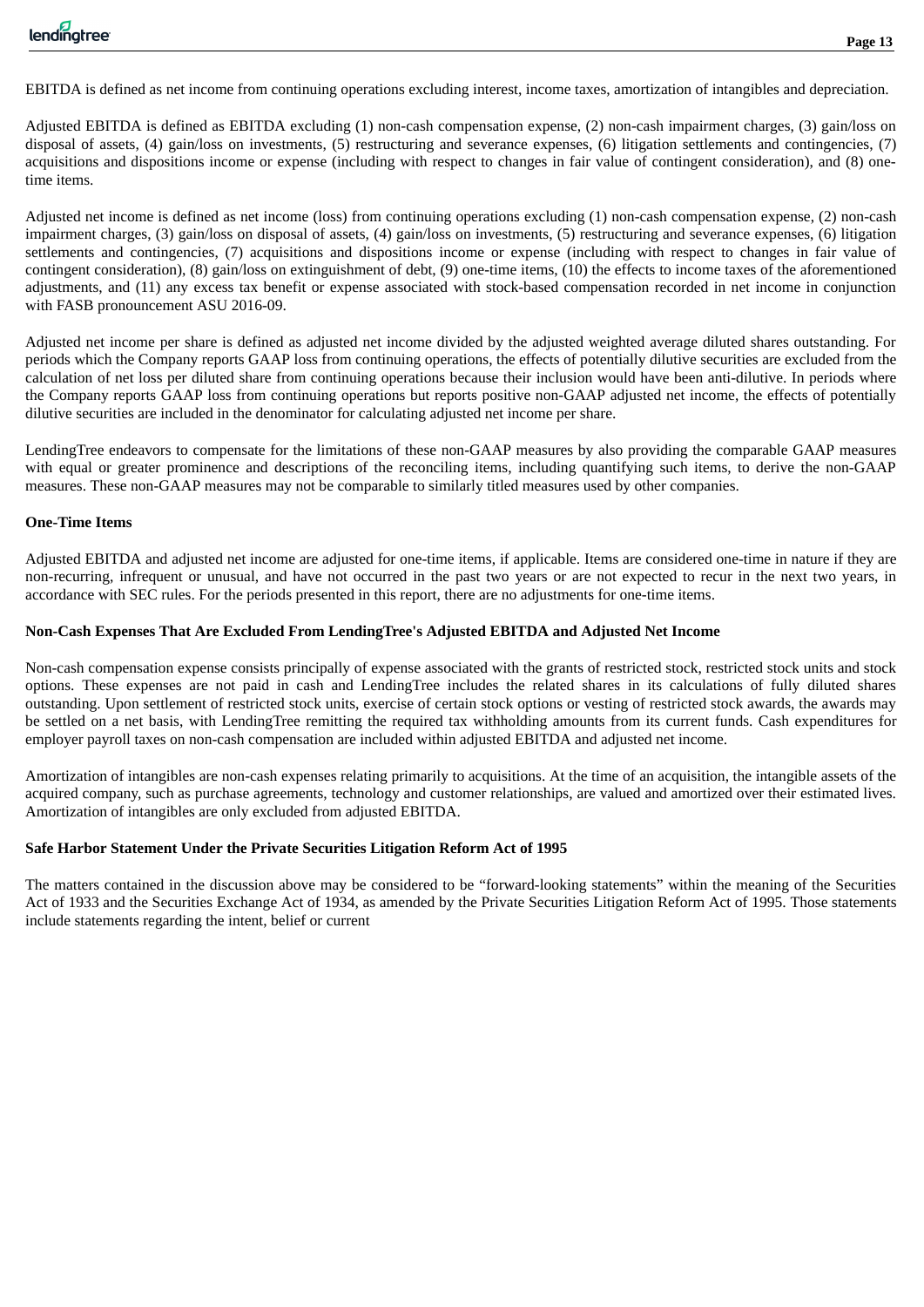EBITDA is defined as net income from continuing operations excluding interest, income taxes, amortization of intangibles and depreciation.

Adjusted EBITDA is defined as EBITDA excluding (1) non-cash compensation expense, (2) non-cash impairment charges, (3) gain/loss on disposal of assets, (4) gain/loss on investments, (5) restructuring and severance expenses, (6) litigation settlements and contingencies, (7) acquisitions and dispositions income or expense (including with respect to changes in fair value of contingent consideration), and (8) one-time items.

Adjusted net income is defined as net income (loss) from continuing operations excluding (1) non-cash compensation expense, (2) non-cash impairment charges, (3) gain/loss on disposal of assets, (4) gain/loss on investments, (5) restructuring and severance expenses, (6) litigation settlements and contingencies, (7) acquisitions and dispositions income or expense (including with respect to changes in fair value of contingent consideration), (8) gain/loss on extinguishment of debt, (9) one-time items, (10) the effects to income taxes of the aforementioned adjustments, and (11) any excess tax benefit or expense associated with stock-based compensation recorded in net income in conjunction with FASB pronouncement ASU 2016-09.

Adjusted net income per share is defined as adjusted net income divided by the adjusted weighted average diluted shares outstanding. For periods which the Company reports GAAP loss from continuing operations, the effects of potentially dilutive securities are excluded from the calculation of net loss per diluted share from continuing operations because their inclusion would have been anti-dilutive. In periods where the Company reports GAAP loss from continuing operations but reports positive non-GAAP adjusted net income, the effects of potentially dilutive securities are included in the denominator for calculating adjusted net income per share.

LendingTree endeavors to compensate for the limitations of these non-GAAP measures by also providing the comparable GAAP measures with equal or greater prominence and descriptions of the reconciling items, including quantifying such items, to derive the non-GAAP measures. These non-GAAP measures may not be comparable to similarly titled measures used by other companies.

**One-Time Items**

Adjusted EBITDA and adjusted net income are adjusted for one-time items, if applicable. Items are considered one-time in nature if they are non-recurring, infrequent or unusual, and have not occurred in the past two years or are not expected to recur in the next two years, in accordance with SEC rules. For the periods presented in this report, there are no adjustments for one-time items.

**Non-Cash Expenses That Are Excluded From LendingTree's Adjusted EBITDA and Adjusted Net Income**

Non-cash compensation expense consists principally of expense associated with the grants of restricted stock, restricted stock units and stock options. These expenses are not paid in cash and LendingTree includes the related shares in its calculations of fully diluted shares outstanding. Upon settlement of restricted stock units, exercise of certain stock options or vesting of restricted stock awards, the awards may be settled on a net basis, with LendingTree remitting the required tax withholding amounts from its current funds. Cash expenditures for employer payroll taxes on non-cash compensation are included within adjusted EBITDA and adjusted net income.

Amortization of intangibles are non-cash expenses relating primarily to acquisitions. At the time of an acquisition, the intangible assets of the acquired company, such as purchase agreements, technology and customer relationships, are valued and amortized over their estimated lives. Amortization of intangibles are only excluded from adjusted EBITDA.

**Safe Harbor Statement Under the Private Securities Litigation Reform Act of 1995**

The matters contained in the discussion above may be considered to be "forward-looking statements" within the meaning of the Securities Act of 1933 and the Securities Exchange Act of 1934, as amended by the Private Securities Litigation Reform Act of 1995. Those statements include statements regarding the intent, belief or current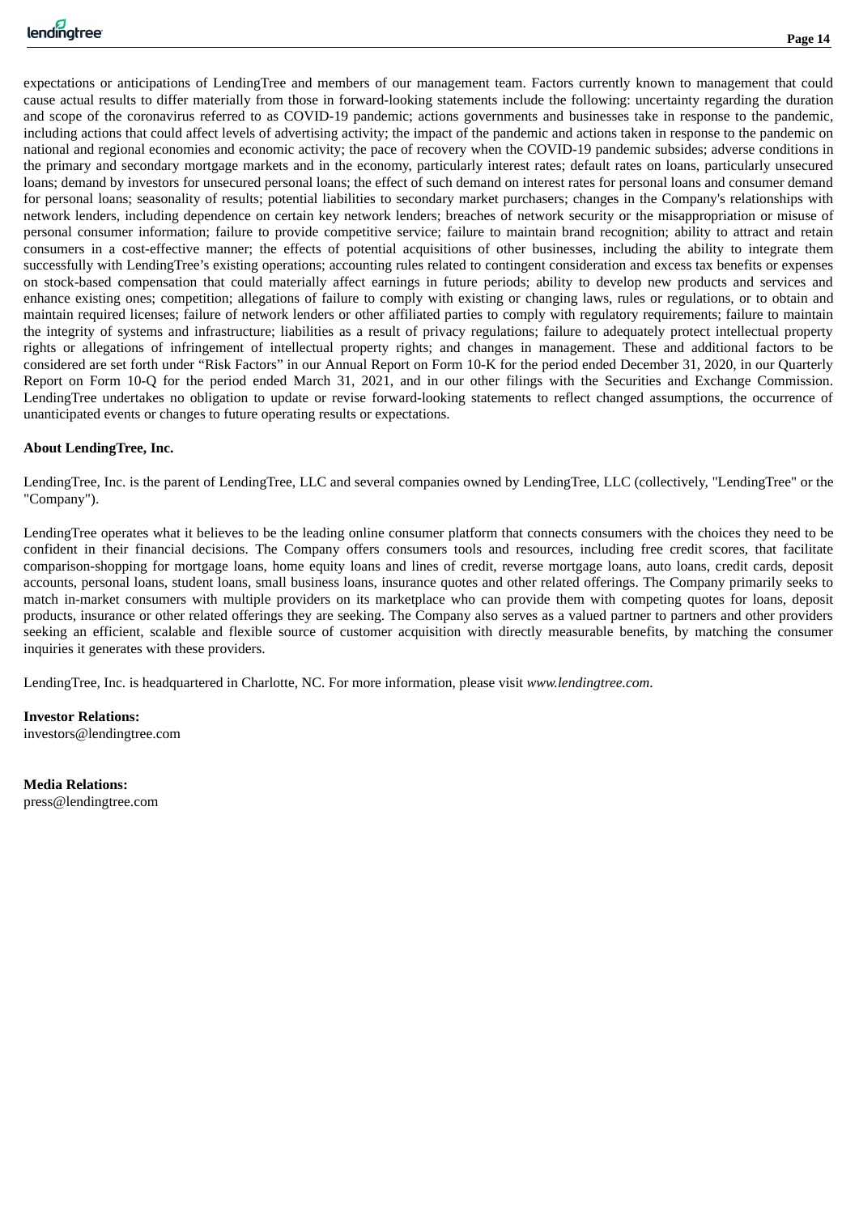expectations or anticipations of LendingTree and members of our management team. Factors currently known to management that could cause actual results to differ materially from those in forward-looking statements include the following: uncertainty regarding the duration and scope of the coronavirus referred to as COVID-19 pandemic; actions governments and businesses take in response to the pandemic, including actions that could affect levels of advertising activity; the impact of the pandemic and actions taken in response to the pandemic on national and regional economies and economic activity; the pace of recovery when the COVID-19 pandemic subsides; adverse conditions in the primary and secondary mortgage markets and in the economy, particularly interest rates; default rates on loans, particularly unsecured loans; demand by investors for unsecured personal loans; the effect of such demand on interest rates for personal loans and consumer demand for personal loans; seasonality of results; potential liabilities to secondary market purchasers; changes in the Company's relationships with network lenders, including dependence on certain key network lenders; breaches of network security or the misappropriation or misuse of personal consumer information; failure to provide competitive service; failure to maintain brand recognition; ability to attract and retain consumers in a cost-effective manner; the effects of potential acquisitions of other businesses, including the ability to integrate them successfully with LendingTree's existing operations; accounting rules related to contingent consideration and excess tax benefits or expenses on stock-based compensation that could materially affect earnings in future periods; ability to develop new products and services and enhance existing ones; competition; allegations of failure to comply with existing or changing laws, rules or regulations, or to obtain and maintain required licenses; failure of network lenders or other affiliated parties to comply with regulatory requirements; failure to maintain the integrity of systems and infrastructure; liabilities as a result of privacy regulations; failure to adequately protect intellectual property rights or allegations of infringement of intellectual property rights; and changes in management. These and additional factors to be considered are set forth under "Risk Factors" in our Annual Report on Form 10-K for the period ended December 31, 2020, in our Quarterly Report on Form 10-Q for the period ended March 31, 2021, and in our other filings with the Securities and Exchange Commission. LendingTree undertakes no obligation to update or revise forward-looking statements to reflect changed assumptions, the occurrence of unanticipated events or changes to future operating results or expectations.

**About LendingTree, Inc.**

LendingTree, Inc. is the parent of LendingTree, LLC and several companies owned by LendingTree, LLC (collectively, "LendingTree" or the "Company").

LendingTree operates what it believes to be the leading online consumer platform that connects consumers with the choices they need to be confident in their financial decisions. The Company offers consumers tools and resources, including free credit scores, that facilitate comparison-shopping for mortgage loans, home equity loans and lines of credit, reverse mortgage loans, auto loans, credit cards, deposit accounts, personal loans, student loans, small business loans, insurance quotes and other related offerings. The Company primarily seeks to match in-market consumers with multiple providers on its marketplace who can provide them with competing quotes for loans, deposit products, insurance or other related offerings they are seeking. The Company also serves as a valued partner to partners and other providers seeking an efficient, scalable and flexible source of customer acquisition with directly measurable benefits, by matching the consumer inquiries it generates with these providers.

LendingTree, Inc. is headquartered in Charlotte, NC. For more information, please visit *www.lendingtree.com*.

**Investor Relations:**
investors@lendingtree.com

**Media Relations:**
press@lendingtree.com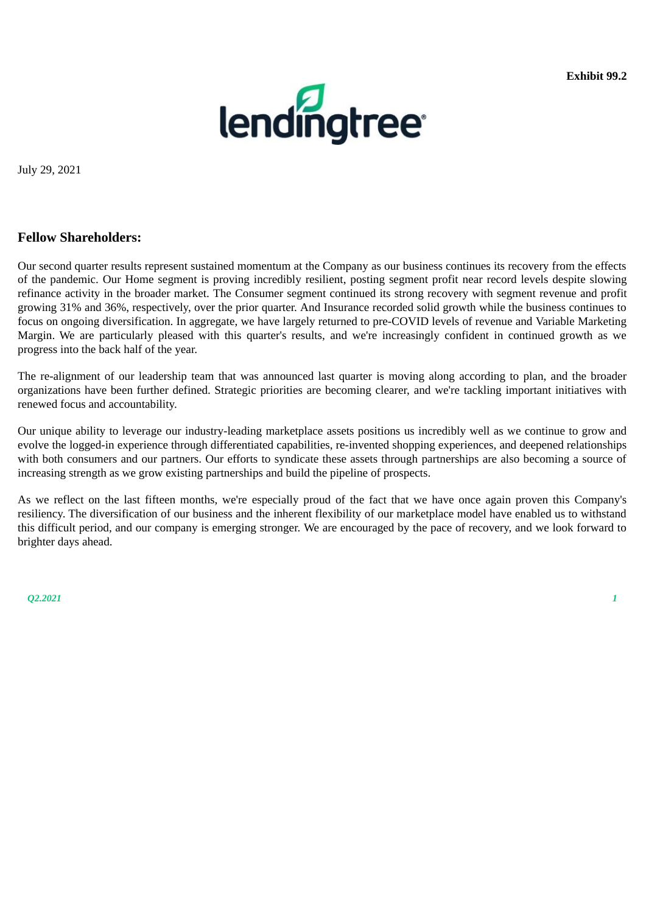**Exhibit 99.2**

lendingtree

July 29, 2021

## Fellow Shareholders:

Our second quarter results represent sustained momentum at the Company as our business continues its recovery from the effects of the pandemic. Our Home segment is proving incredibly resilient, posting segment profit near record levels despite slowing refinance activity in the broader market. The Consumer segment continued its strong recovery with segment revenue and profit growing 31% and 36%, respectively, over the prior quarter. And Insurance recorded solid growth while the business continues to focus on ongoing diversification. In aggregate, we have largely returned to pre-COVID levels of revenue and Variable Marketing Margin. We are particularly pleased with this quarter's results, and we're increasingly confident in continued growth as we progress into the back half of the year.

The re-alignment of our leadership team that was announced last quarter is moving along according to plan, and the broader organizations have been further defined. Strategic priorities are becoming clearer, and we're tackling important initiatives with renewed focus and accountability.

Our unique ability to leverage our industry-leading marketplace assets positions us incredibly well as we continue to grow and evolve the logged-in experience through differentiated capabilities, re-invented shopping experiences, and deepened relationships with both consumers and our partners. Our efforts to syndicate these assets through partnerships are also becoming a source of increasing strength as we grow existing partnerships and build the pipeline of prospects.

As we reflect on the last fifteen months, we're especially proud of the fact that we have once again proven this Company's resiliency. The diversification of our business and the inherent flexibility of our marketplace model have enabled us to withstand this difficult period, and our company is emerging stronger. We are encouraged by the pace of recovery, and we look forward to brighter days ahead.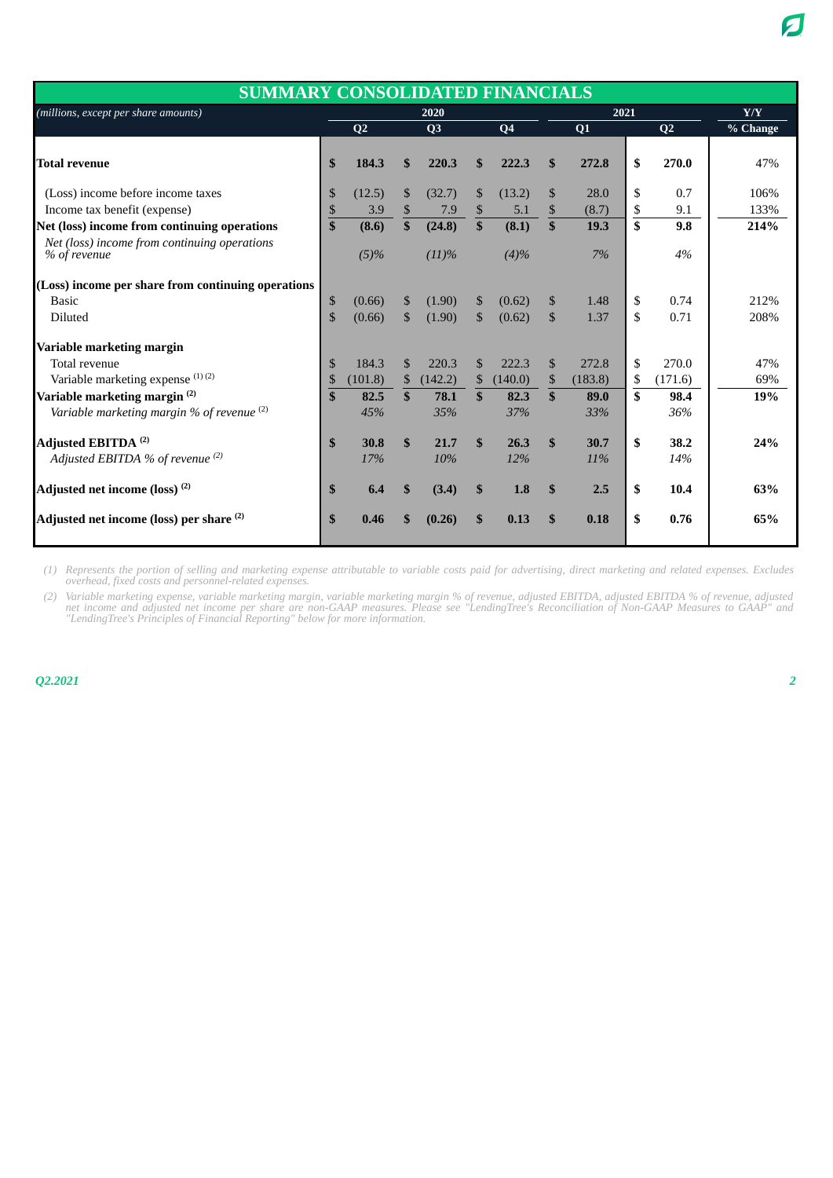# SUMMARY CONSOLIDATED FINANCIALS

| *(millions, except per share amounts)* | 2020 | | | 2021 | | Y/Y |
|---|---|---|---|---|---|---|
| | Q2 | Q3 | Q4 | Q1 | Q2 | % Change |
| **Total revenue** | **$ 184.3** | **$ 220.3** | **$ 222.3** | **$ 272.8** | **$ 270.0** | 47% |
| (Loss) income before income taxes | $ (12.5) | $ (32.7) | $ (13.2) | $ 28.0 | $ 0.7 | 106% |
| Income tax benefit (expense) | $ 3.9 | $ 7.9 | $ 5.1 | $ (8.7) | $ 9.1 | 133% |
| **Net (loss) income from continuing operations** | **$ (8.6)** | **$ (24.8)** | **$ (8.1)** | **$ 19.3** | **$ 9.8** | **214%** |
| *Net (loss) income from continuing operations % of revenue* | *(5)%* | *(11)%* | *(4)%* | *7%* | *4%* | |
| **(Loss) income per share from continuing operations** | | | | | | |
| Basic | $ (0.66) | $ (1.90) | $ (0.62) | $ 1.48 | $ 0.74 | 212% |
| Diluted | $ (0.66) | $ (1.90) | $ (0.62) | $ 1.37 | $ 0.71 | 208% |
| **Variable marketing margin** | | | | | | |
| Total revenue | $ 184.3 | $ 220.3 | $ 222.3 | $ 272.8 | $ 270.0 | 47% |
| Variable marketing expense (1) (2) | $ (101.8) | $ (142.2) | $ (140.0) | $ (183.8) | $ (171.6) | 69% |
| **Variable marketing margin (2)** | **$ 82.5** | **$ 78.1** | **$ 82.3** | **$ 89.0** | **$ 98.4** | **19%** |
| *Variable marketing margin % of revenue (2)* | *45%* | *35%* | *37%* | *33%* | *36%* | |
| **Adjusted EBITDA (2)** | **$ 30.8** | **$ 21.7** | **$ 26.3** | **$ 30.7** | **$ 38.2** | **24%** |
| *Adjusted EBITDA % of revenue (2)* | *17%* | *10%* | *12%* | *11%* | *14%* | |
| **Adjusted net income (loss) (2)** | **$ 6.4** | **$ (3.4)** | **$ 1.8** | **$ 2.5** | **$ 10.4** | **63%** |
| **Adjusted net income (loss) per share (2)** | **$ 0.46** | **$ (0.26)** | **$ 0.13** | **$ 0.18** | **$ 0.76** | **65%** |

*(1) Represents the portion of selling and marketing expense attributable to variable costs paid for advertising, direct marketing and related expenses. Excludes overhead, fixed costs and personnel-related expenses.*

*(2) Variable marketing expense, variable marketing margin, variable marketing margin % of revenue, adjusted EBITDA, adjusted EBITDA % of revenue, adjusted net income and adjusted net income per share are non-GAAP measures. Please see "LendingTree's Reconciliation of Non-GAAP Measures to GAAP" and "LendingTree's Principles of Financial Reporting" below for more information.*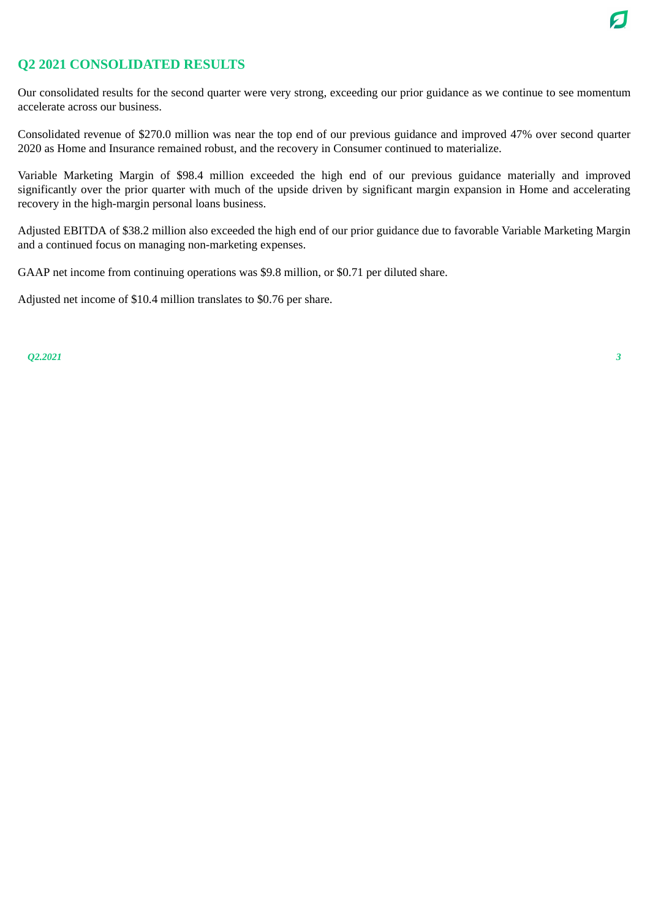## Q2 2021 CONSOLIDATED RESULTS

Our consolidated results for the second quarter were very strong, exceeding our prior guidance as we continue to see momentum accelerate across our business.

Consolidated revenue of $270.0 million was near the top end of our previous guidance and improved 47% over second quarter 2020 as Home and Insurance remained robust, and the recovery in Consumer continued to materialize.

Variable Marketing Margin of $98.4 million exceeded the high end of our previous guidance materially and improved significantly over the prior quarter with much of the upside driven by significant margin expansion in Home and accelerating recovery in the high-margin personal loans business.

Adjusted EBITDA of $38.2 million also exceeded the high end of our prior guidance due to favorable Variable Marketing Margin and a continued focus on managing non-marketing expenses.

GAAP net income from continuing operations was $9.8 million, or $0.71 per diluted share.

Adjusted net income of $10.4 million translates to $0.76 per share.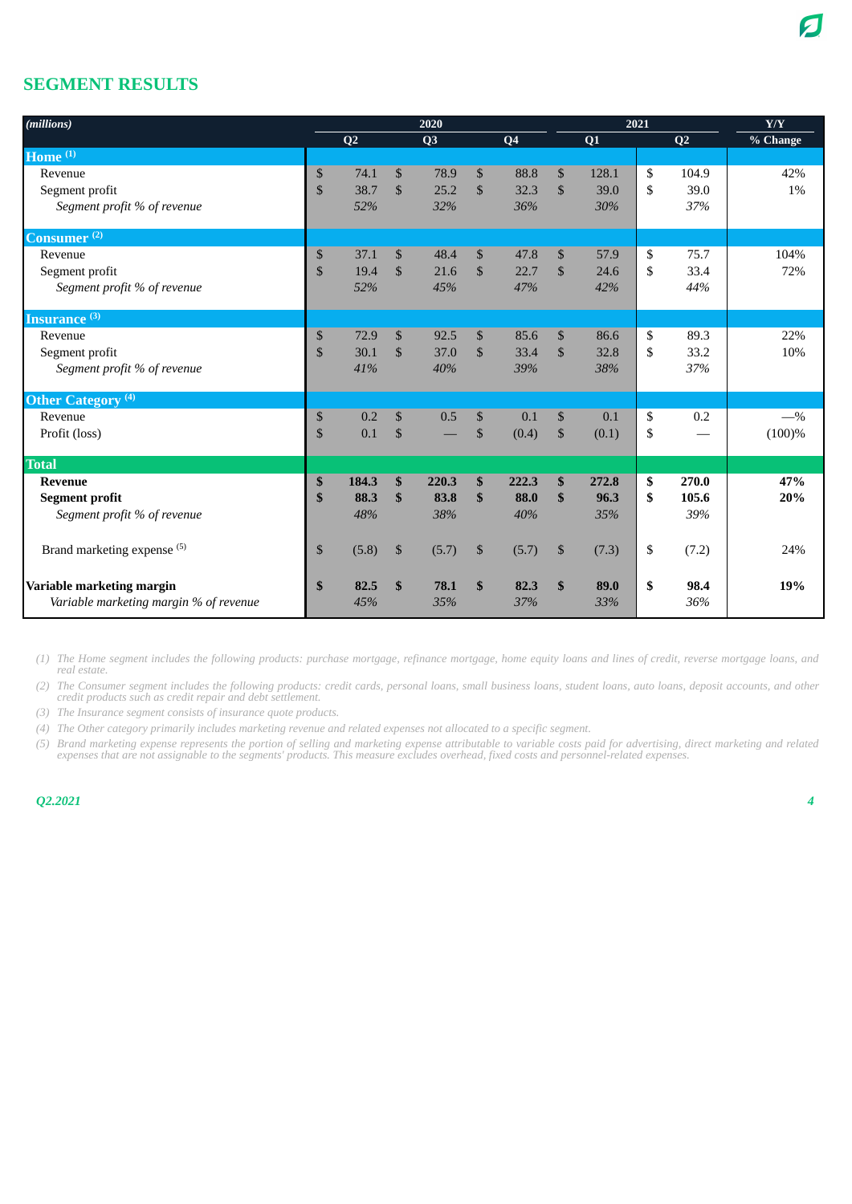## SEGMENT RESULTS

| *(millions)* | 2020 | | | 2021 | | Y/Y |
|---|---|---|---|---|---|---|
| | Q2 | Q3 | Q4 | Q1 | Q2 | % Change |
| **Home** [1] | | | | | | |
| Revenue | $ 74.1 | $ 78.9 | $ 88.8 | $ 128.1 | $ 104.9 | 42% |
| Segment profit | $ 38.7 | $ 25.2 | $ 32.3 | $ 39.0 | $ 39.0 | 1% |
| *Segment profit % of revenue* | *52%* | *32%* | *36%* | *30%* | *37%* | |
| **Consumer** [2] | | | | | | |
| Revenue | $ 37.1 | $ 48.4 | $ 47.8 | $ 57.9 | $ 75.7 | 104% |
| Segment profit | $ 19.4 | $ 21.6 | $ 22.7 | $ 24.6 | $ 33.4 | 72% |
| *Segment profit % of revenue* | *52%* | *45%* | *47%* | *42%* | *44%* | |
| **Insurance** [3] | | | | | | |
| Revenue | $ 72.9 | $ 92.5 | $ 85.6 | $ 86.6 | $ 89.3 | 22% |
| Segment profit | $ 30.1 | $ 37.0 | $ 33.4 | $ 32.8 | $ 33.2 | 10% |
| *Segment profit % of revenue* | *41%* | *40%* | *39%* | *38%* | *37%* | |
| **Other Category** [4] | | | | | | |
| Revenue | $ 0.2 | $ 0.5 | $ 0.1 | $ 0.1 | $ 0.2 | —% |
| Profit (loss) | $ 0.1 | $ — | $ (0.4) | $ (0.1) | $ — | (100)% |
| **Total** | | | | | | |
| **Revenue** | **$ 184.3** | **$ 220.3** | **$ 222.3** | **$ 272.8** | **$ 270.0** | **47%** |
| **Segment profit** | **$ 88.3** | **$ 83.8** | **$ 88.0** | **$ 96.3** | **$ 105.6** | **20%** |
| *Segment profit % of revenue* | *48%* | *38%* | *40%* | *35%* | *39%* | |
| Brand marketing expense [5] | $ (5.8) | $ (5.7) | $ (5.7) | $ (7.3) | $ (7.2) | 24% |
| **Variable marketing margin** | **$ 82.5** | **$ 78.1** | **$ 82.3** | **$ 89.0** | **$ 98.4** | **19%** |
| *Variable marketing margin % of revenue* | *45%* | *35%* | *37%* | *33%* | *36%* | |

*(1) The Home segment includes the following products: purchase mortgage, refinance mortgage, home equity loans and lines of credit, reverse mortgage loans, and real estate.*

*(2) The Consumer segment includes the following products: credit cards, personal loans, small business loans, student loans, auto loans, deposit accounts, and other credit products such as credit repair and debt settlement.*

*(3) The Insurance segment consists of insurance quote products.*

*(4) The Other category primarily includes marketing revenue and related expenses not allocated to a specific segment.*

*(5) Brand marketing expense represents the portion of selling and marketing expense attributable to variable costs paid for advertising, direct marketing and related expenses that are not assignable to the segments' products. This measure excludes overhead, fixed costs and personnel-related expenses.*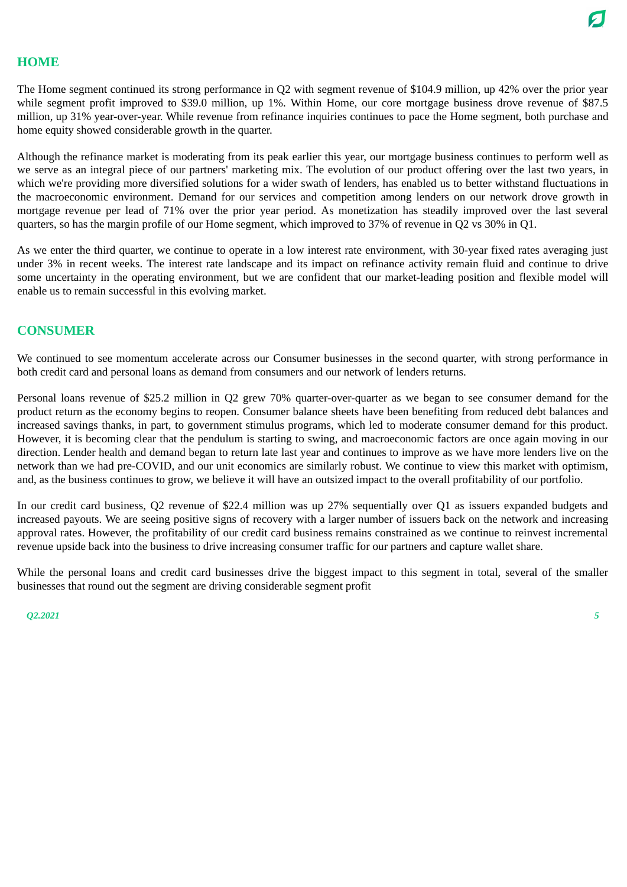## HOME

The Home segment continued its strong performance in Q2 with segment revenue of $104.9 million, up 42% over the prior year while segment profit improved to $39.0 million, up 1%. Within Home, our core mortgage business drove revenue of $87.5 million, up 31% year-over-year. While revenue from refinance inquiries continues to pace the Home segment, both purchase and home equity showed considerable growth in the quarter.

Although the refinance market is moderating from its peak earlier this year, our mortgage business continues to perform well as we serve as an integral piece of our partners' marketing mix. The evolution of our product offering over the last two years, in which we're providing more diversified solutions for a wider swath of lenders, has enabled us to better withstand fluctuations in the macroeconomic environment. Demand for our services and competition among lenders on our network drove growth in mortgage revenue per lead of 71% over the prior year period. As monetization has steadily improved over the last several quarters, so has the margin profile of our Home segment, which improved to 37% of revenue in Q2 vs 30% in Q1.

As we enter the third quarter, we continue to operate in a low interest rate environment, with 30-year fixed rates averaging just under 3% in recent weeks. The interest rate landscape and its impact on refinance activity remain fluid and continue to drive some uncertainty in the operating environment, but we are confident that our market-leading position and flexible model will enable us to remain successful in this evolving market.

## CONSUMER

We continued to see momentum accelerate across our Consumer businesses in the second quarter, with strong performance in both credit card and personal loans as demand from consumers and our network of lenders returns.

Personal loans revenue of $25.2 million in Q2 grew 70% quarter-over-quarter as we began to see consumer demand for the product return as the economy begins to reopen. Consumer balance sheets have been benefiting from reduced debt balances and increased savings thanks, in part, to government stimulus programs, which led to moderate consumer demand for this product. However, it is becoming clear that the pendulum is starting to swing, and macroeconomic factors are once again moving in our direction. Lender health and demand began to return late last year and continues to improve as we have more lenders live on the network than we had pre-COVID, and our unit economics are similarly robust. We continue to view this market with optimism, and, as the business continues to grow, we believe it will have an outsized impact to the overall profitability of our portfolio.

In our credit card business, Q2 revenue of $22.4 million was up 27% sequentially over Q1 as issuers expanded budgets and increased payouts. We are seeing positive signs of recovery with a larger number of issuers back on the network and increasing approval rates. However, the profitability of our credit card business remains constrained as we continue to reinvest incremental revenue upside back into the business to drive increasing consumer traffic for our partners and capture wallet share.

While the personal loans and credit card businesses drive the biggest impact to this segment in total, several of the smaller businesses that round out the segment are driving considerable segment profit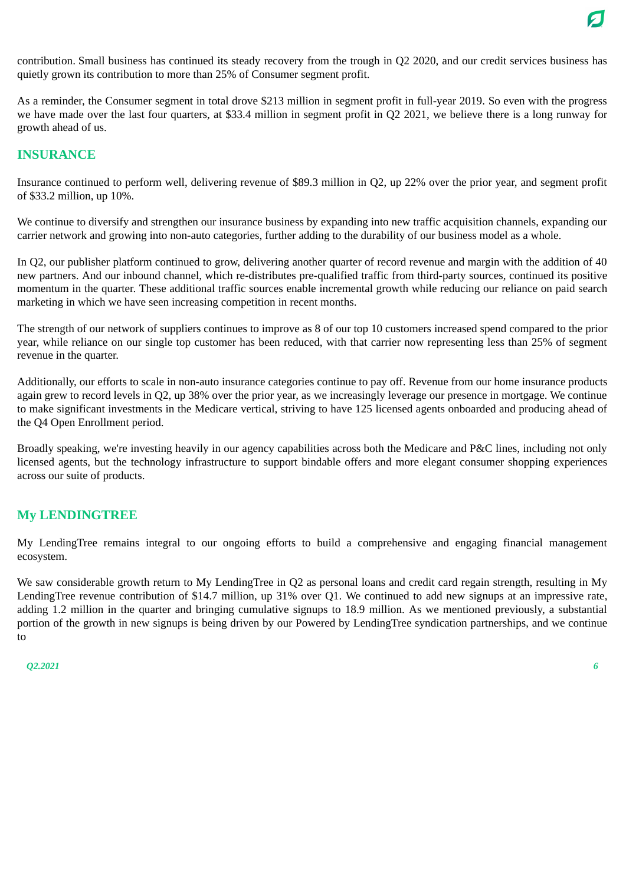contribution. Small business has continued its steady recovery from the trough in Q2 2020, and our credit services business has quietly grown its contribution to more than 25% of Consumer segment profit.

As a reminder, the Consumer segment in total drove $213 million in segment profit in full-year 2019. So even with the progress we have made over the last four quarters, at $33.4 million in segment profit in Q2 2021, we believe there is a long runway for growth ahead of us.

## INSURANCE

Insurance continued to perform well, delivering revenue of $89.3 million in Q2, up 22% over the prior year, and segment profit of $33.2 million, up 10%.

We continue to diversify and strengthen our insurance business by expanding into new traffic acquisition channels, expanding our carrier network and growing into non-auto categories, further adding to the durability of our business model as a whole.

In Q2, our publisher platform continued to grow, delivering another quarter of record revenue and margin with the addition of 40 new partners. And our inbound channel, which re-distributes pre-qualified traffic from third-party sources, continued its positive momentum in the quarter. These additional traffic sources enable incremental growth while reducing our reliance on paid search marketing in which we have seen increasing competition in recent months.

The strength of our network of suppliers continues to improve as 8 of our top 10 customers increased spend compared to the prior year, while reliance on our single top customer has been reduced, with that carrier now representing less than 25% of segment revenue in the quarter.

Additionally, our efforts to scale in non-auto insurance categories continue to pay off. Revenue from our home insurance products again grew to record levels in Q2, up 38% over the prior year, as we increasingly leverage our presence in mortgage. We continue to make significant investments in the Medicare vertical, striving to have 125 licensed agents onboarded and producing ahead of the Q4 Open Enrollment period.

Broadly speaking, we're investing heavily in our agency capabilities across both the Medicare and P&C lines, including not only licensed agents, but the technology infrastructure to support bindable offers and more elegant consumer shopping experiences across our suite of products.

## My LENDINGTREE

My LendingTree remains integral to our ongoing efforts to build a comprehensive and engaging financial management ecosystem.

We saw considerable growth return to My LendingTree in Q2 as personal loans and credit card regain strength, resulting in My LendingTree revenue contribution of $14.7 million, up 31% over Q1. We continued to add new signups at an impressive rate, adding 1.2 million in the quarter and bringing cumulative signups to 18.9 million. As we mentioned previously, a substantial portion of the growth in new signups is being driven by our Powered by LendingTree syndication partnerships, and we continue to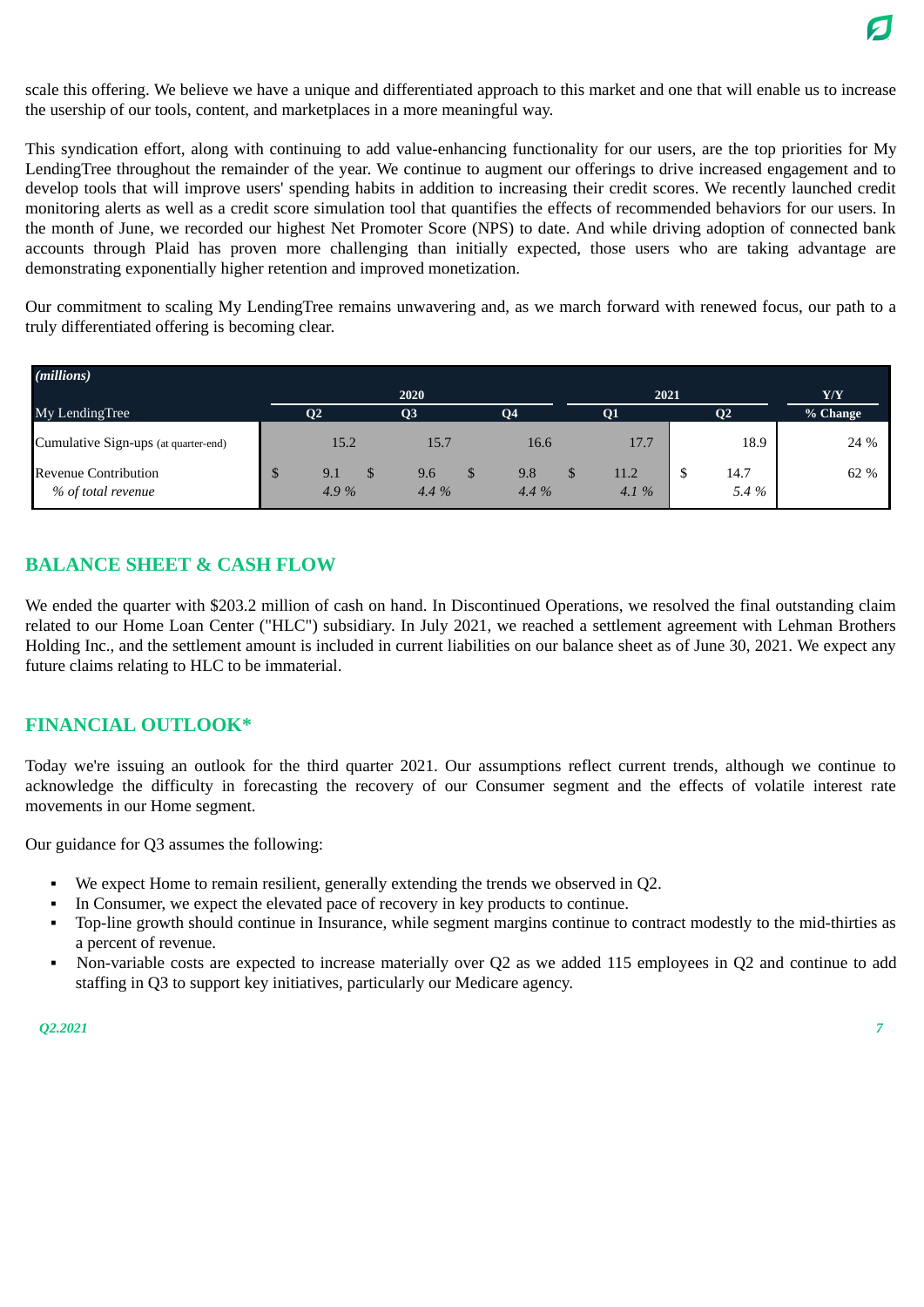scale this offering. We believe we have a unique and differentiated approach to this market and one that will enable us to increase the usership of our tools, content, and marketplaces in a more meaningful way.

This syndication effort, along with continuing to add value-enhancing functionality for our users, are the top priorities for My LendingTree throughout the remainder of the year. We continue to augment our offerings to drive increased engagement and to develop tools that will improve users' spending habits in addition to increasing their credit scores. We recently launched credit monitoring alerts as well as a credit score simulation tool that quantifies the effects of recommended behaviors for our users. In the month of June, we recorded our highest Net Promoter Score (NPS) to date. And while driving adoption of connected bank accounts through Plaid has proven more challenging than initially expected, those users who are taking advantage are demonstrating exponentially higher retention and improved monetization.

Our commitment to scaling My LendingTree remains unwavering and, as we march forward with renewed focus, our path to a truly differentiated offering is becoming clear.

| *(millions)* | 2020 | | | 2021 | | Y/Y |
|---|---|---|---|---|---|---|
| My LendingTree | Q2 | Q3 | Q4 | Q1 | Q2 | % Change |
| Cumulative Sign-ups (at quarter-end) | 15.2 | 15.7 | 16.6 | 17.7 | 18.9 | 24 % |
| Revenue Contribution | $ 9.1 | $ 9.6 | $ 9.8 | $ 11.2 | $ 14.7 | 62 % |
| *% of total revenue* | *4.9 %* | *4.4 %* | *4.4 %* | *4.1 %* | *5.4 %* | |

## BALANCE SHEET & CASH FLOW

We ended the quarter with $203.2 million of cash on hand. In Discontinued Operations, we resolved the final outstanding claim related to our Home Loan Center ("HLC") subsidiary. In July 2021, we reached a settlement agreement with Lehman Brothers Holding Inc., and the settlement amount is included in current liabilities on our balance sheet as of June 30, 2021. We expect any future claims relating to HLC to be immaterial.

## FINANCIAL OUTLOOK*

Today we're issuing an outlook for the third quarter 2021. Our assumptions reflect current trends, although we continue to acknowledge the difficulty in forecasting the recovery of our Consumer segment and the effects of volatile interest rate movements in our Home segment.

Our guidance for Q3 assumes the following:

- We expect Home to remain resilient, generally extending the trends we observed in Q2.
- In Consumer, we expect the elevated pace of recovery in key products to continue.
- Top-line growth should continue in Insurance, while segment margins continue to contract modestly to the mid-thirties as a percent of revenue.
- Non-variable costs are expected to increase materially over Q2 as we added 115 employees in Q2 and continue to add staffing in Q3 to support key initiatives, particularly our Medicare agency.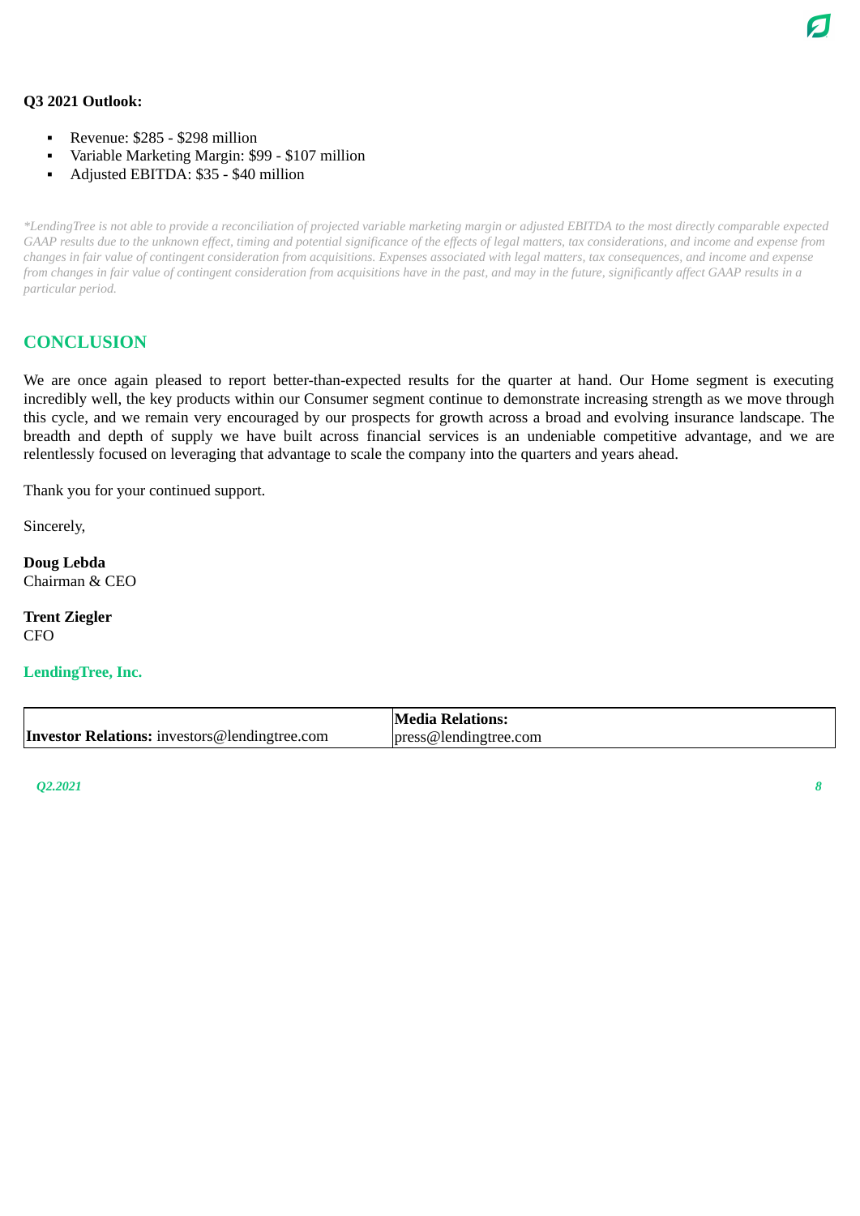**Q3 2021 Outlook:**

- Revenue: $285 - $298 million
- Variable Marketing Margin: $99 - $107 million
- Adjusted EBITDA: $35 - $40 million

*\*LendingTree is not able to provide a reconciliation of projected variable marketing margin or adjusted EBITDA to the most directly comparable expected GAAP results due to the unknown effect, timing and potential significance of the effects of legal matters, tax considerations, and income and expense from changes in fair value of contingent consideration from acquisitions. Expenses associated with legal matters, tax consequences, and income and expense from changes in fair value of contingent consideration from acquisitions have in the past, and may in the future, significantly affect GAAP results in a particular period.*

## CONCLUSION

We are once again pleased to report better-than-expected results for the quarter at hand. Our Home segment is executing incredibly well, the key products within our Consumer segment continue to demonstrate increasing strength as we move through this cycle, and we remain very encouraged by our prospects for growth across a broad and evolving insurance landscape. The breadth and depth of supply we have built across financial services is an undeniable competitive advantage, and we are relentlessly focused on leveraging that advantage to scale the company into the quarters and years ahead.

Thank you for your continued support.

Sincerely,

**Doug Lebda**
Chairman & CEO

**Trent Ziegler**
CFO

**LendingTree, Inc.**

| | |
|---|---|
| **Investor Relations:** investors@lendingtree.com | **Media Relations:** press@lendingtree.com |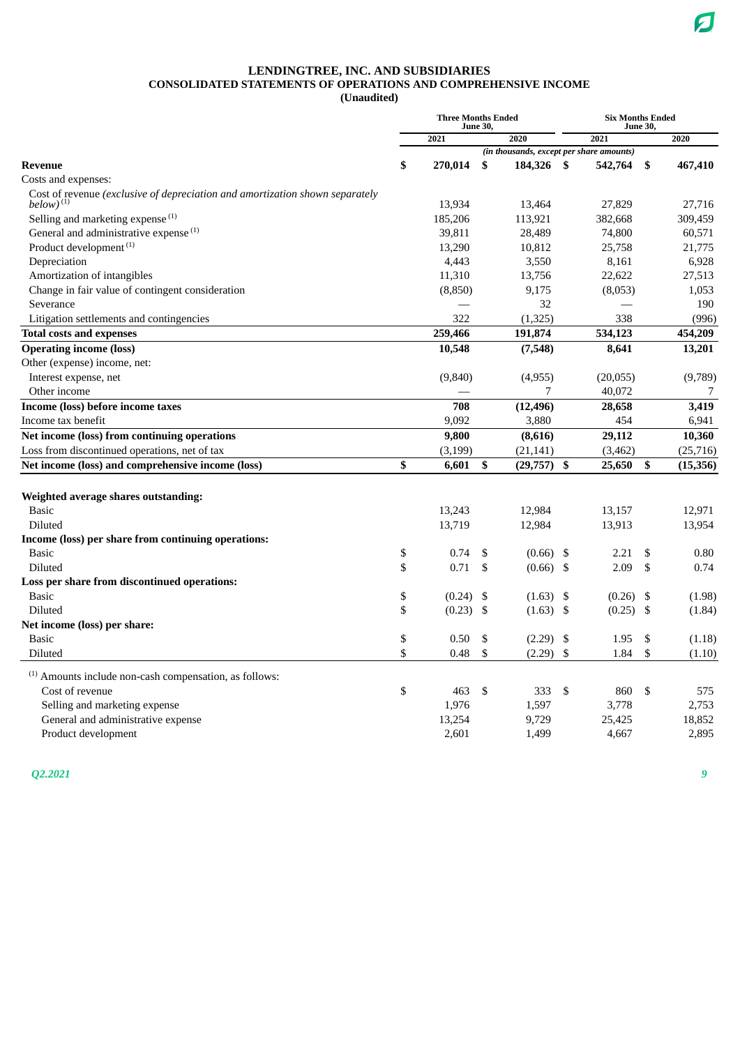# LENDINGTREE, INC. AND SUBSIDIARIES
## CONSOLIDATED STATEMENTS OF OPERATIONS AND COMPREHENSIVE INCOME
### (Unaudited)

| | Three Months Ended June 30, | | Six Months Ended June 30, | |
|---|---|---|---|---|
| | 2021 | 2020 | 2021 | 2020 |
| | *(in thousands, except per share amounts)* | | | |
| **Revenue** | **$ 270,014** | **$ 184,326** | **$ 542,764** | **$ 467,410** |
| Costs and expenses: | | | | |
| Cost of revenue *(exclusive of depreciation and amortization shown separately below)* [(1)] | 13,934 | 13,464 | 27,829 | 27,716 |
| Selling and marketing expense [(1)] | 185,206 | 113,921 | 382,668 | 309,459 |
| General and administrative expense [(1)] | 39,811 | 28,489 | 74,800 | 60,571 |
| Product development [(1)] | 13,290 | 10,812 | 25,758 | 21,775 |
| Depreciation | 4,443 | 3,550 | 8,161 | 6,928 |
| Amortization of intangibles | 11,310 | 13,756 | 22,622 | 27,513 |
| Change in fair value of contingent consideration | (8,850) | 9,175 | (8,053) | 1,053 |
| Severance | — | 32 | — | 190 |
| Litigation settlements and contingencies | 322 | (1,325) | 338 | (996) |
| **Total costs and expenses** | **259,466** | **191,874** | **534,123** | **454,209** |
| **Operating income (loss)** | **10,548** | **(7,548)** | **8,641** | **13,201** |
| Other (expense) income, net: | | | | |
| Interest expense, net | (9,840) | (4,955) | (20,055) | (9,789) |
| Other income | — | 7 | 40,072 | 7 |
| **Income (loss) before income taxes** | **708** | **(12,496)** | **28,658** | **3,419** |
| Income tax benefit | 9,092 | 3,880 | 454 | 6,941 |
| **Net income (loss) from continuing operations** | **9,800** | **(8,616)** | **29,112** | **10,360** |
| Loss from discontinued operations, net of tax | (3,199) | (21,141) | (3,462) | (25,716) |
| **Net income (loss) and comprehensive income (loss)** | **$ 6,601** | **$ (29,757)** | **$ 25,650** | **$ (15,356)** |
| | | | | |
| **Weighted average shares outstanding:** | | | | |
| Basic | 13,243 | 12,984 | 13,157 | 12,971 |
| Diluted | 13,719 | 12,984 | 13,913 | 13,954 |
| **Income (loss) per share from continuing operations:** | | | | |
| Basic | $ 0.74 | $ (0.66) | $ 2.21 | $ 0.80 |
| Diluted | $ 0.71 | $ (0.66) | $ 2.09 | $ 0.74 |
| **Loss per share from discontinued operations:** | | | | |
| Basic | $ (0.24) | $ (1.63) | $ (0.26) | $ (1.98) |
| Diluted | $ (0.23) | $ (1.63) | $ (0.25) | $ (1.84) |
| **Net income (loss) per share:** | | | | |
| Basic | $ 0.50 | $ (2.29) | $ 1.95 | $ (1.18) |
| Diluted | $ 0.48 | $ (2.29) | $ 1.84 | $ (1.10) |
| | | | | |
| [(1)] Amounts include non-cash compensation, as follows: | | | | |
| Cost of revenue | $ 463 | $ 333 | $ 860 | $ 575 |
| Selling and marketing expense | 1,976 | 1,597 | 3,778 | 2,753 |
| General and administrative expense | 13,254 | 9,729 | 25,425 | 18,852 |
| Product development | 2,601 | 1,499 | 4,667 | 2,895 |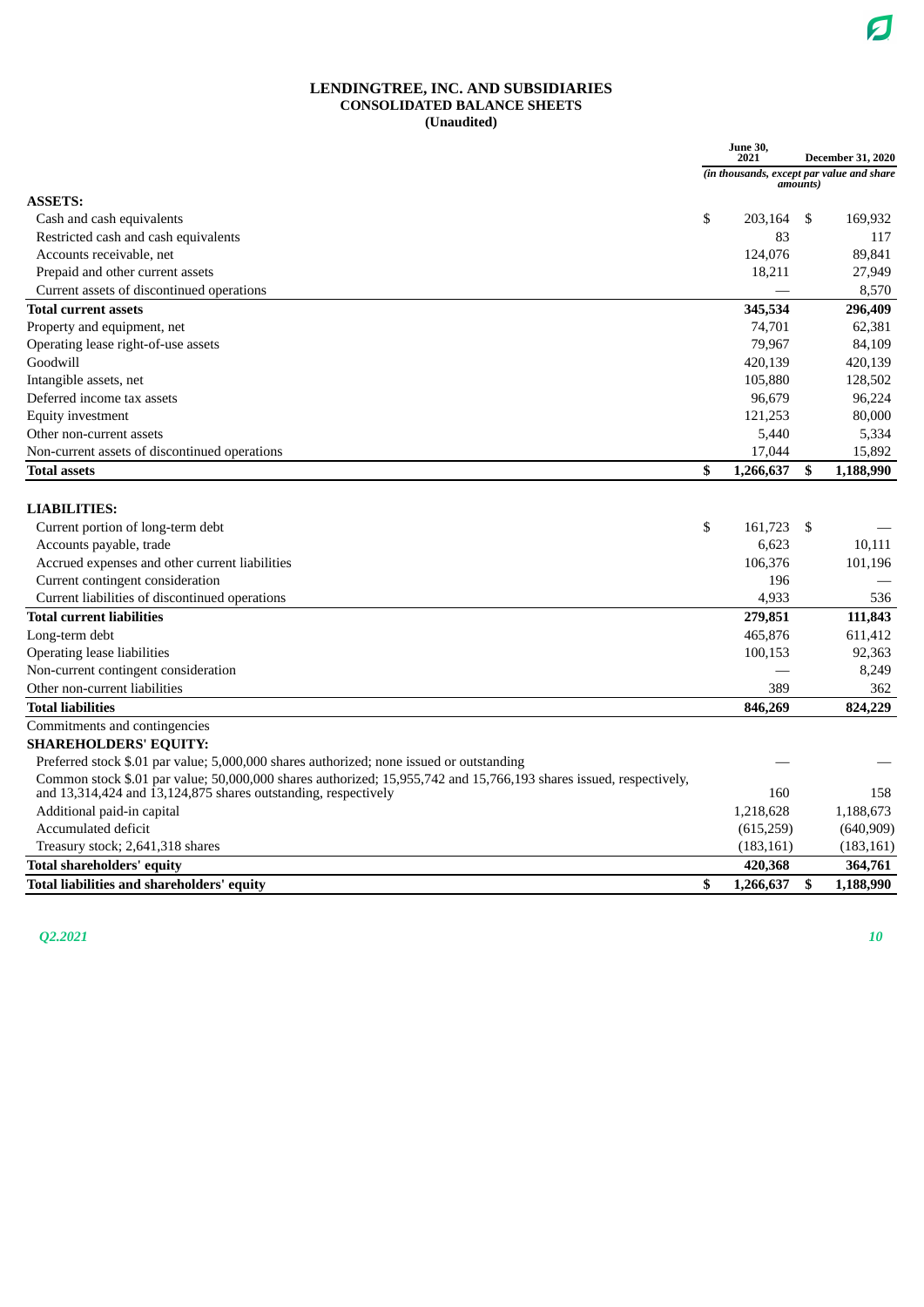# LENDINGTREE, INC. AND SUBSIDIARIES
## CONSOLIDATED BALANCE SHEETS
### (Unaudited)

| | June 30, 2021 | December 31, 2020 |
|---|---|---|
| | *(in thousands, except par value and share amounts)* | |
| **ASSETS:** | | |
| Cash and cash equivalents | $ 203,164 | $ 169,932 |
| Restricted cash and cash equivalents | 83 | 117 |
| Accounts receivable, net | 124,076 | 89,841 |
| Prepaid and other current assets | 18,211 | 27,949 |
| Current assets of discontinued operations | — | 8,570 |
| **Total current assets** | **345,534** | **296,409** |
| Property and equipment, net | 74,701 | 62,381 |
| Operating lease right-of-use assets | 79,967 | 84,109 |
| Goodwill | 420,139 | 420,139 |
| Intangible assets, net | 105,880 | 128,502 |
| Deferred income tax assets | 96,679 | 96,224 |
| Equity investment | 121,253 | 80,000 |
| Other non-current assets | 5,440 | 5,334 |
| Non-current assets of discontinued operations | 17,044 | 15,892 |
| **Total assets** | **$ 1,266,637** | **$ 1,188,990** |
| **LIABILITIES:** | | |
| Current portion of long-term debt | $ 161,723 | $ — |
| Accounts payable, trade | 6,623 | 10,111 |
| Accrued expenses and other current liabilities | 106,376 | 101,196 |
| Current contingent consideration | 196 | — |
| Current liabilities of discontinued operations | 4,933 | 536 |
| **Total current liabilities** | **279,851** | **111,843** |
| Long-term debt | 465,876 | 611,412 |
| Operating lease liabilities | 100,153 | 92,363 |
| Non-current contingent consideration | — | 8,249 |
| Other non-current liabilities | 389 | 362 |
| **Total liabilities** | **846,269** | **824,229** |
| Commitments and contingencies | | |
| **SHAREHOLDERS' EQUITY:** | | |
| Preferred stock $.01 par value; 5,000,000 shares authorized; none issued or outstanding | — | — |
| Common stock $.01 par value; 50,000,000 shares authorized; 15,955,742 and 15,766,193 shares issued, respectively, and 13,314,424 and 13,124,875 shares outstanding, respectively | 160 | 158 |
| Additional paid-in capital | 1,218,628 | 1,188,673 |
| Accumulated deficit | (615,259) | (640,909) |
| Treasury stock; 2,641,318 shares | (183,161) | (183,161) |
| **Total shareholders' equity** | **420,368** | **364,761** |
| **Total liabilities and shareholders' equity** | **$ 1,266,637** | **$ 1,188,990** |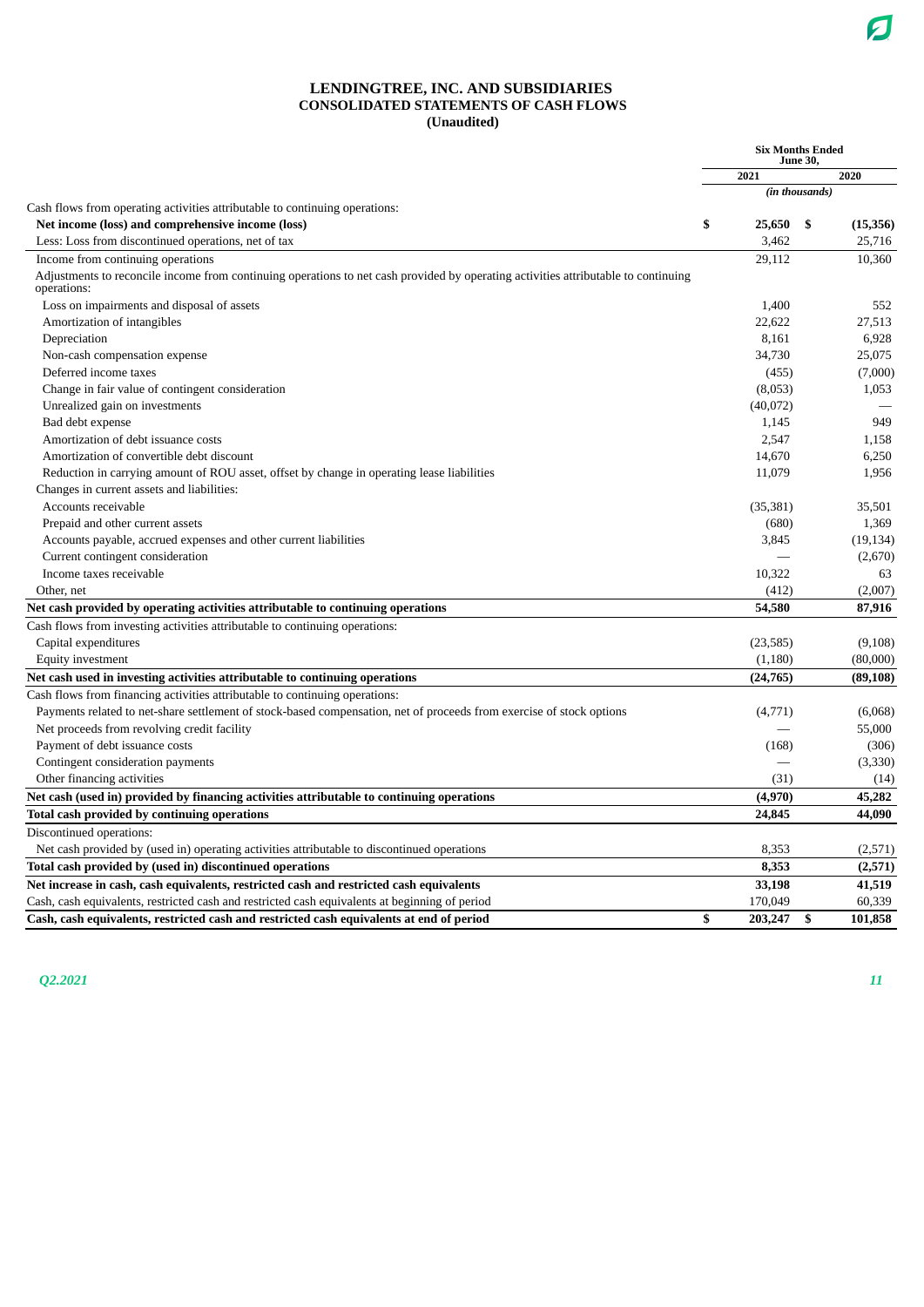**LENDINGTREE, INC. AND SUBSIDIARIES**
**CONSOLIDATED STATEMENTS OF CASH FLOWS**
**(Unaudited)**

| | Six Months Ended June 30, | |
|---|---|---|
| | 2021 | 2020 |
| | *(in thousands)* | |
| Cash flows from operating activities attributable to continuing operations: | | |
| **Net income (loss) and comprehensive income (loss)** | **$ 25,650** | **$ (15,356)** |
| Less: Loss from discontinued operations, net of tax | 3,462 | 25,716 |
| Income from continuing operations | 29,112 | 10,360 |
| Adjustments to reconcile income from continuing operations to net cash provided by operating activities attributable to continuing operations: | | |
| Loss on impairments and disposal of assets | 1,400 | 552 |
| Amortization of intangibles | 22,622 | 27,513 |
| Depreciation | 8,161 | 6,928 |
| Non-cash compensation expense | 34,730 | 25,075 |
| Deferred income taxes | (455) | (7,000) |
| Change in fair value of contingent consideration | (8,053) | 1,053 |
| Unrealized gain on investments | (40,072) | — |
| Bad debt expense | 1,145 | 949 |
| Amortization of debt issuance costs | 2,547 | 1,158 |
| Amortization of convertible debt discount | 14,670 | 6,250 |
| Reduction in carrying amount of ROU asset, offset by change in operating lease liabilities | 11,079 | 1,956 |
| Changes in current assets and liabilities: | | |
| Accounts receivable | (35,381) | 35,501 |
| Prepaid and other current assets | (680) | 1,369 |
| Accounts payable, accrued expenses and other current liabilities | 3,845 | (19,134) |
| Current contingent consideration | — | (2,670) |
| Income taxes receivable | 10,322 | 63 |
| Other, net | (412) | (2,007) |
| **Net cash provided by operating activities attributable to continuing operations** | **54,580** | **87,916** |
| Cash flows from investing activities attributable to continuing operations: | | |
| Capital expenditures | (23,585) | (9,108) |
| Equity investment | (1,180) | (80,000) |
| **Net cash used in investing activities attributable to continuing operations** | **(24,765)** | **(89,108)** |
| Cash flows from financing activities attributable to continuing operations: | | |
| Payments related to net-share settlement of stock-based compensation, net of proceeds from exercise of stock options | (4,771) | (6,068) |
| Net proceeds from revolving credit facility | — | 55,000 |
| Payment of debt issuance costs | (168) | (306) |
| Contingent consideration payments | — | (3,330) |
| Other financing activities | (31) | (14) |
| **Net cash (used in) provided by financing activities attributable to continuing operations** | **(4,970)** | **45,282** |
| **Total cash provided by continuing operations** | **24,845** | **44,090** |
| Discontinued operations: | | |
| Net cash provided by (used in) operating activities attributable to discontinued operations | 8,353 | (2,571) |
| **Total cash provided by (used in) discontinued operations** | **8,353** | **(2,571)** |
| **Net increase in cash, cash equivalents, restricted cash and restricted cash equivalents** | **33,198** | **41,519** |
| Cash, cash equivalents, restricted cash and restricted cash equivalents at beginning of period | 170,049 | 60,339 |
| **Cash, cash equivalents, restricted cash and restricted cash equivalents at end of period** | **$ 203,247** | **$ 101,858** |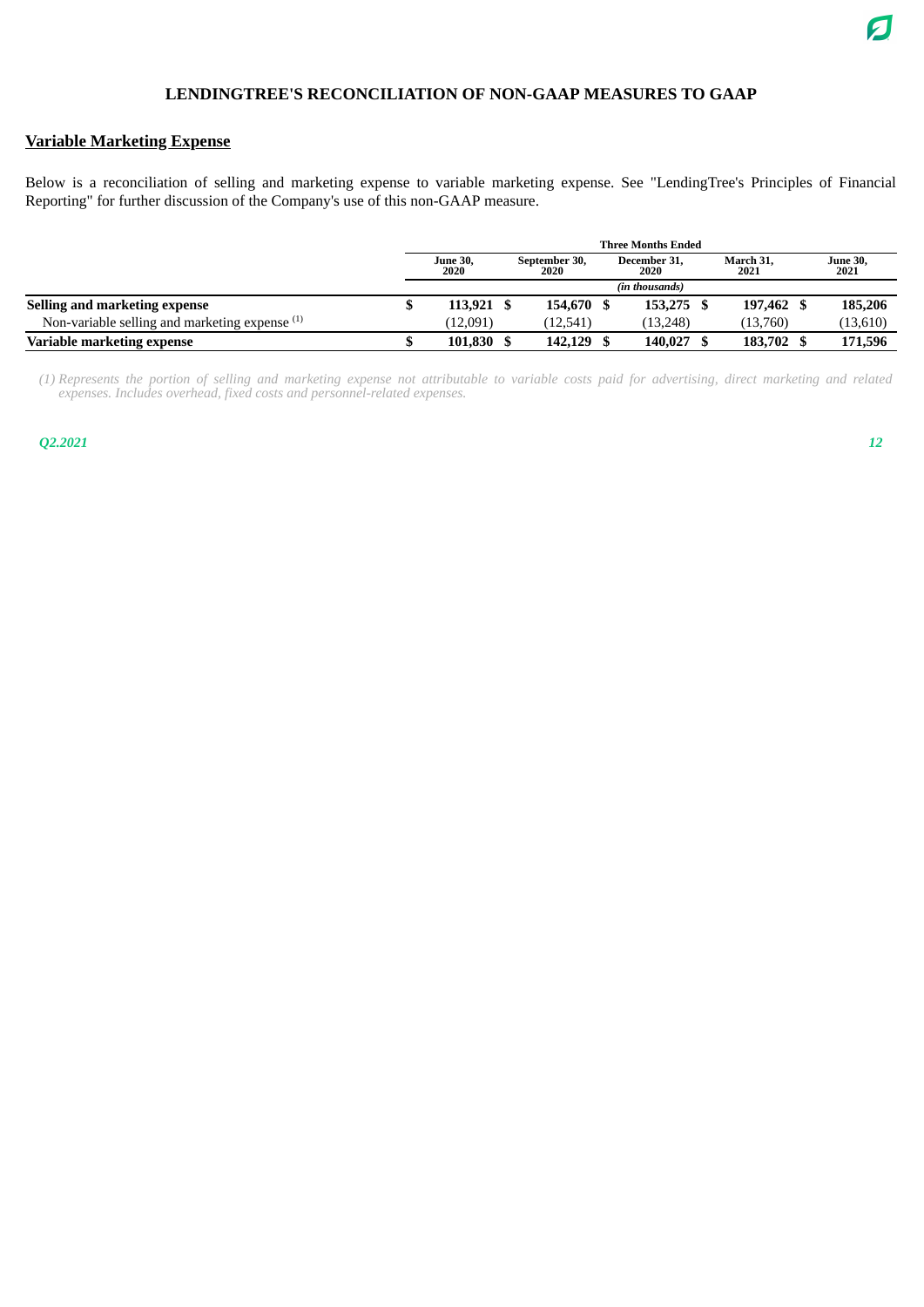# LENDINGTREE'S RECONCILIATION OF NON-GAAP MEASURES TO GAAP

## Variable Marketing Expense

Below is a reconciliation of selling and marketing expense to variable marketing expense. See "LendingTree's Principles of Financial Reporting" for further discussion of the Company's use of this non-GAAP measure.

| | Three Months Ended | | | | |
|---|---|---|---|---|---|
| | June 30, 2020 | September 30, 2020 | December 31, 2020 | March 31, 2021 | June 30, 2021 |
| | *(in thousands)* | | | | |
| **Selling and marketing expense** | **$ 113,921** | **$ 154,670** | **$ 153,275** | **$ 197,462** | **$ 185,206** |
| Non-variable selling and marketing expense [1] | (12,091) | (12,541) | (13,248) | (13,760) | (13,610) |
| **Variable marketing expense** | **$ 101,830** | **$ 142,129** | **$ 140,027** | **$ 183,702** | **$ 171,596** |

*(1) Represents the portion of selling and marketing expense not attributable to variable costs paid for advertising, direct marketing and related expenses. Includes overhead, fixed costs and personnel-related expenses.*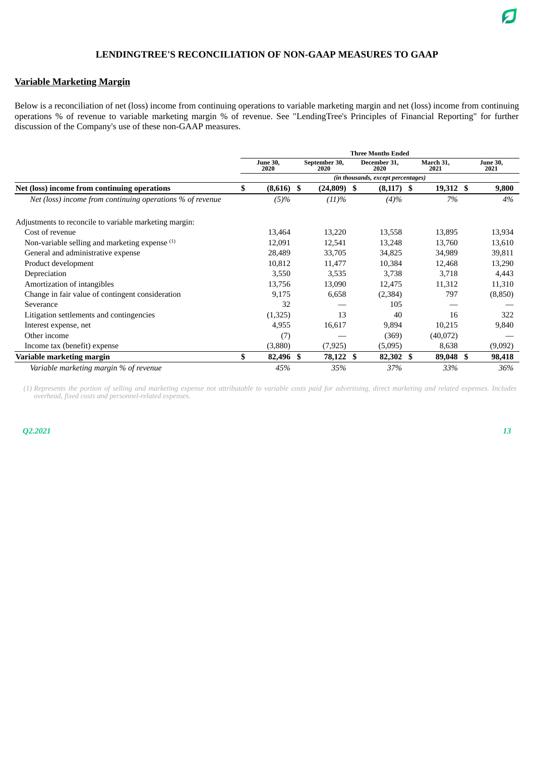## LENDINGTREE'S RECONCILIATION OF NON-GAAP MEASURES TO GAAP

### Variable Marketing Margin

Below is a reconciliation of net (loss) income from continuing operations to variable marketing margin and net (loss) income from continuing operations % of revenue to variable marketing margin % of revenue. See "LendingTree's Principles of Financial Reporting" for further discussion of the Company's use of these non-GAAP measures.

| | Three Months Ended | | | | |
|---|---|---|---|---|---|
| | June 30, 2020 | September 30, 2020 | December 31, 2020 | March 31, 2021 | June 30, 2021 |
| | *(in thousands, except percentages)* | | | | |
| **Net (loss) income from continuing operations** | **$ (8,616)** | **$ (24,809)** | **$ (8,117)** | **$ 19,312** | **$ 9,800** |
| *Net (loss) income from continuing operations % of revenue* | *(5)%* | *(11)%* | *(4)%* | *7%* | *4%* |
| Adjustments to reconcile to variable marketing margin: | | | | | |
| Cost of revenue | 13,464 | 13,220 | 13,558 | 13,895 | 13,934 |
| Non-variable selling and marketing expense [1] | 12,091 | 12,541 | 13,248 | 13,760 | 13,610 |
| General and administrative expense | 28,489 | 33,705 | 34,825 | 34,989 | 39,811 |
| Product development | 10,812 | 11,477 | 10,384 | 12,468 | 13,290 |
| Depreciation | 3,550 | 3,535 | 3,738 | 3,718 | 4,443 |
| Amortization of intangibles | 13,756 | 13,090 | 12,475 | 11,312 | 11,310 |
| Change in fair value of contingent consideration | 9,175 | 6,658 | (2,384) | 797 | (8,850) |
| Severance | 32 | — | 105 | — | — |
| Litigation settlements and contingencies | (1,325) | 13 | 40 | 16 | 322 |
| Interest expense, net | 4,955 | 16,617 | 9,894 | 10,215 | 9,840 |
| Other income | (7) | — | (369) | (40,072) | — |
| Income tax (benefit) expense | (3,880) | (7,925) | (5,095) | 8,638 | (9,092) |
| **Variable marketing margin** | **$ 82,496** | **$ 78,122** | **$ 82,302** | **$ 89,048** | **$ 98,418** |
| *Variable marketing margin % of revenue* | *45%* | *35%* | *37%* | *33%* | *36%* |

*(1) Represents the portion of selling and marketing expense not attributable to variable costs paid for advertising, direct marketing and related expenses. Includes overhead, fixed costs and personnel-related expenses.*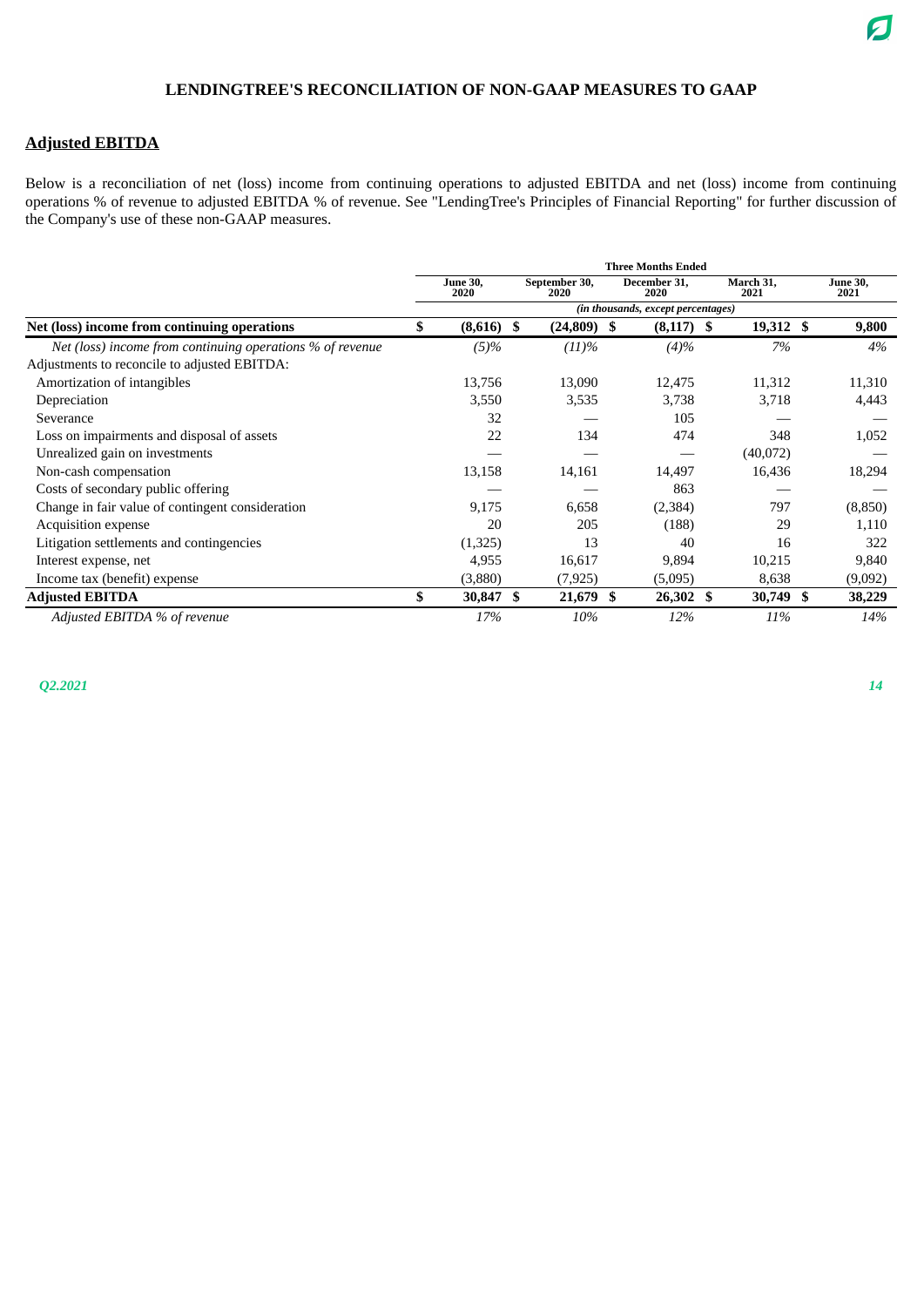# LENDINGTREE'S RECONCILIATION OF NON-GAAP MEASURES TO GAAP

## Adjusted EBITDA

Below is a reconciliation of net (loss) income from continuing operations to adjusted EBITDA and net (loss) income from continuing operations % of revenue to adjusted EBITDA % of revenue. See "LendingTree's Principles of Financial Reporting" for further discussion of the Company's use of these non-GAAP measures.

| | Three Months Ended | | | | |
|---|---|---|---|---|---|
| | June 30, 2020 | September 30, 2020 | December 31, 2020 | March 31, 2021 | June 30, 2021 |
| | *(in thousands, except percentages)* | | | | |
| **Net (loss) income from continuing operations** | **$ (8,616)** | **$ (24,809)** | **$ (8,117)** | **$ 19,312** | **$ 9,800** |
| *Net (loss) income from continuing operations % of revenue* | *(5)%* | *(11)%* | *(4)%* | *7%* | *4%* |
| Adjustments to reconcile to adjusted EBITDA: | | | | | |
| Amortization of intangibles | 13,756 | 13,090 | 12,475 | 11,312 | 11,310 |
| Depreciation | 3,550 | 3,535 | 3,738 | 3,718 | 4,443 |
| Severance | 32 | — | 105 | — | — |
| Loss on impairments and disposal of assets | 22 | 134 | 474 | 348 | 1,052 |
| Unrealized gain on investments | — | — | — | (40,072) | — |
| Non-cash compensation | 13,158 | 14,161 | 14,497 | 16,436 | 18,294 |
| Costs of secondary public offering | — | — | 863 | — | — |
| Change in fair value of contingent consideration | 9,175 | 6,658 | (2,384) | 797 | (8,850) |
| Acquisition expense | 20 | 205 | (188) | 29 | 1,110 |
| Litigation settlements and contingencies | (1,325) | 13 | 40 | 16 | 322 |
| Interest expense, net | 4,955 | 16,617 | 9,894 | 10,215 | 9,840 |
| Income tax (benefit) expense | (3,880) | (7,925) | (5,095) | 8,638 | (9,092) |
| **Adjusted EBITDA** | **$ 30,847** | **$ 21,679** | **$ 26,302** | **$ 30,749** | **$ 38,229** |
| *Adjusted EBITDA % of revenue* | *17%* | *10%* | *12%* | *11%* | *14%* |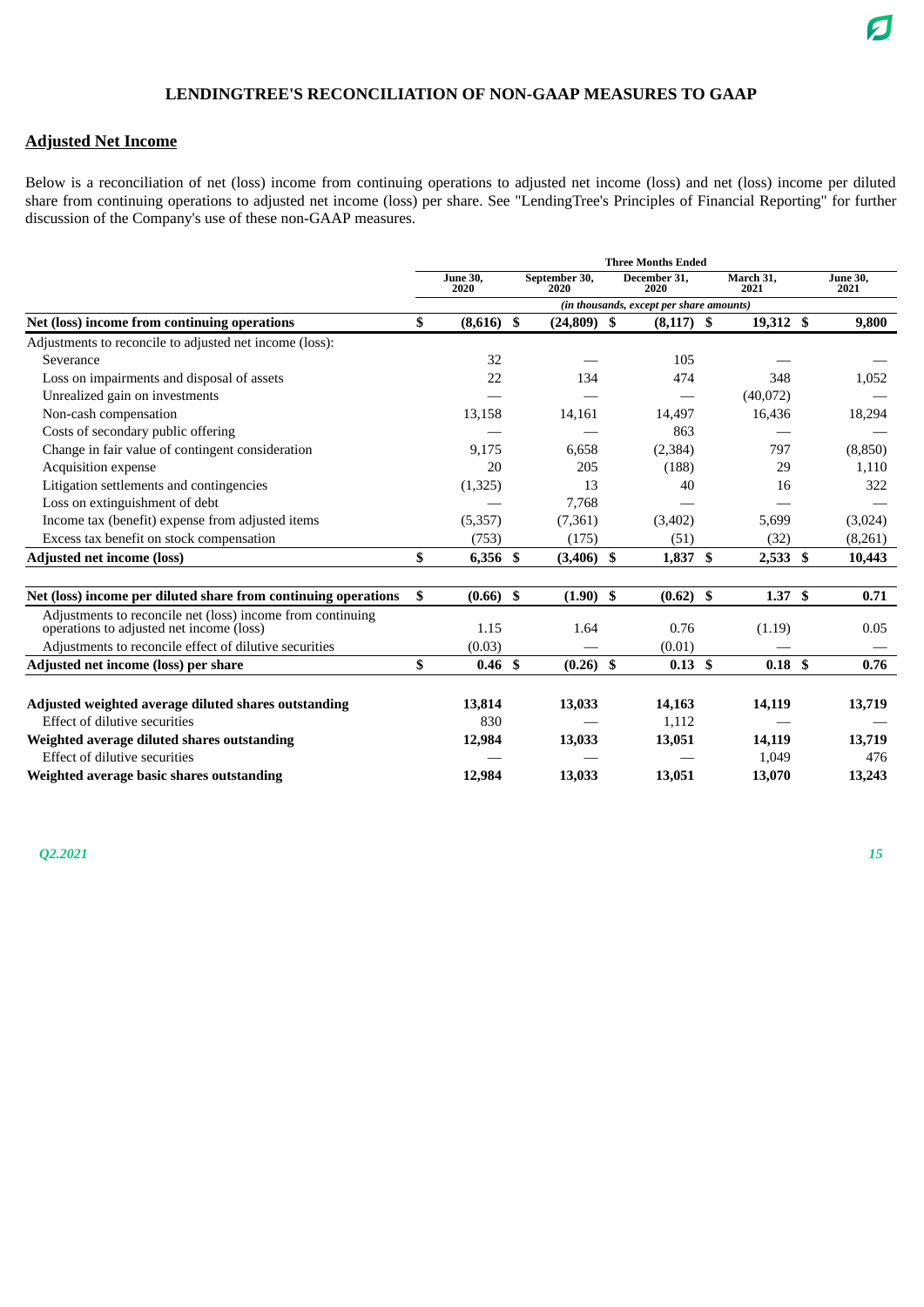# LENDINGTREE'S RECONCILIATION OF NON-GAAP MEASURES TO GAAP

## Adjusted Net Income

Below is a reconciliation of net (loss) income from continuing operations to adjusted net income (loss) and net (loss) income per diluted share from continuing operations to adjusted net income (loss) per share. See "LendingTree's Principles of Financial Reporting" for further discussion of the Company's use of these non-GAAP measures.

| | Three Months Ended | | | | |
|---|---|---|---|---|---|
| | June 30, 2020 | September 30, 2020 | December 31, 2020 | March 31, 2021 | June 30, 2021 |
| | *(in thousands, except per share amounts)* | | | | |
| **Net (loss) income from continuing operations** | **$ (8,616)** | **$ (24,809)** | **$ (8,117)** | **$ 19,312** | **$ 9,800** |
| Adjustments to reconcile to adjusted net income (loss): | | | | | |
| Severance | 32 | — | 105 | — | — |
| Loss on impairments and disposal of assets | 22 | 134 | 474 | 348 | 1,052 |
| Unrealized gain on investments | — | — | — | (40,072) | — |
| Non-cash compensation | 13,158 | 14,161 | 14,497 | 16,436 | 18,294 |
| Costs of secondary public offering | — | — | 863 | — | — |
| Change in fair value of contingent consideration | 9,175 | 6,658 | (2,384) | 797 | (8,850) |
| Acquisition expense | 20 | 205 | (188) | 29 | 1,110 |
| Litigation settlements and contingencies | (1,325) | 13 | 40 | 16 | 322 |
| Loss on extinguishment of debt | — | 7,768 | — | — | — |
| Income tax (benefit) expense from adjusted items | (5,357) | (7,361) | (3,402) | 5,699 | (3,024) |
| Excess tax benefit on stock compensation | (753) | (175) | (51) | (32) | (8,261) |
| **Adjusted net income (loss)** | **$ 6,356** | **$ (3,406)** | **$ 1,837** | **$ 2,533** | **$ 10,443** |
| | | | | | |
| **Net (loss) income per diluted share from continuing operations** | **$ (0.66)** | **$ (1.90)** | **$ (0.62)** | **$ 1.37** | **$ 0.71** |
| Adjustments to reconcile net (loss) income from continuing operations to adjusted net income (loss) | 1.15 | 1.64 | 0.76 | (1.19) | 0.05 |
| Adjustments to reconcile effect of dilutive securities | (0.03) | — | (0.01) | — | — |
| **Adjusted net income (loss) per share** | **$ 0.46** | **$ (0.26)** | **$ 0.13** | **$ 0.18** | **$ 0.76** |
| | | | | | |
| **Adjusted weighted average diluted shares outstanding** | **13,814** | **13,033** | **14,163** | **14,119** | **13,719** |
| Effect of dilutive securities | 830 | — | 1,112 | — | — |
| **Weighted average diluted shares outstanding** | **12,984** | **13,033** | **13,051** | **14,119** | **13,719** |
| Effect of dilutive securities | — | — | — | 1,049 | 476 |
| **Weighted average basic shares outstanding** | **12,984** | **13,033** | **13,051** | **13,070** | **13,243** |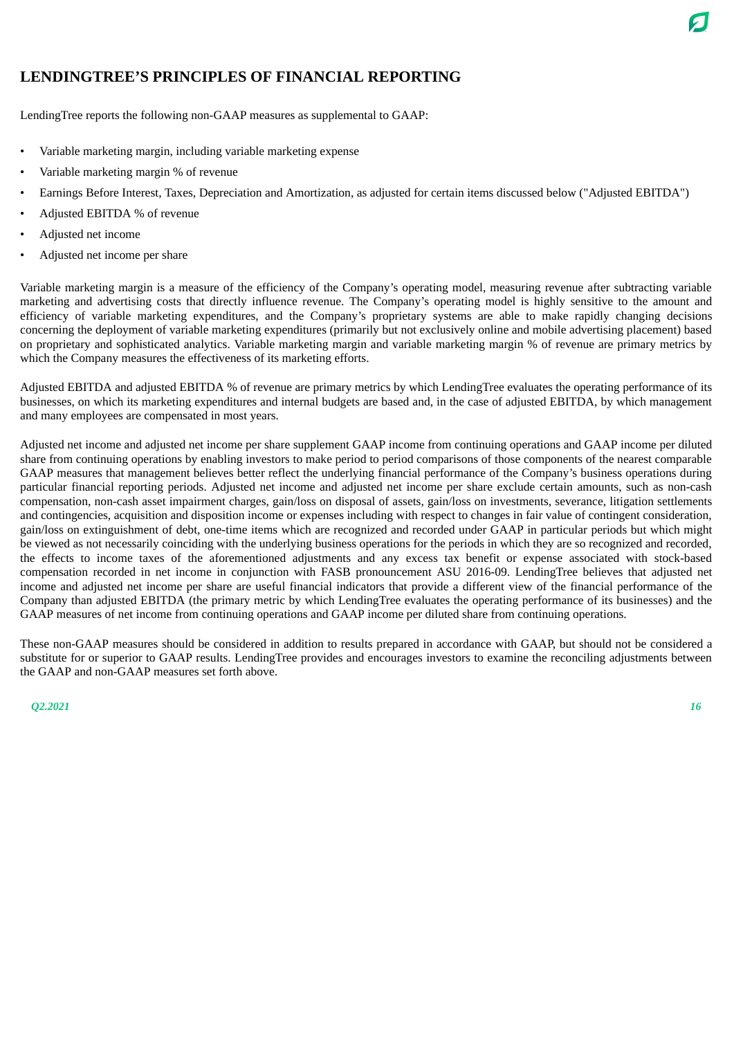# LENDINGTREE'S PRINCIPLES OF FINANCIAL REPORTING

LendingTree reports the following non-GAAP measures as supplemental to GAAP:

- Variable marketing margin, including variable marketing expense
- Variable marketing margin % of revenue
- Earnings Before Interest, Taxes, Depreciation and Amortization, as adjusted for certain items discussed below ("Adjusted EBITDA")
- Adjusted EBITDA % of revenue
- Adjusted net income
- Adjusted net income per share

Variable marketing margin is a measure of the efficiency of the Company's operating model, measuring revenue after subtracting variable marketing and advertising costs that directly influence revenue. The Company's operating model is highly sensitive to the amount and efficiency of variable marketing expenditures, and the Company's proprietary systems are able to make rapidly changing decisions concerning the deployment of variable marketing expenditures (primarily but not exclusively online and mobile advertising placement) based on proprietary and sophisticated analytics. Variable marketing margin and variable marketing margin % of revenue are primary metrics by which the Company measures the effectiveness of its marketing efforts.

Adjusted EBITDA and adjusted EBITDA % of revenue are primary metrics by which LendingTree evaluates the operating performance of its businesses, on which its marketing expenditures and internal budgets are based and, in the case of adjusted EBITDA, by which management and many employees are compensated in most years.

Adjusted net income and adjusted net income per share supplement GAAP income from continuing operations and GAAP income per diluted share from continuing operations by enabling investors to make period to period comparisons of those components of the nearest comparable GAAP measures that management believes better reflect the underlying financial performance of the Company's business operations during particular financial reporting periods. Adjusted net income and adjusted net income per share exclude certain amounts, such as non-cash compensation, non-cash asset impairment charges, gain/loss on disposal of assets, gain/loss on investments, severance, litigation settlements and contingencies, acquisition and disposition income or expenses including with respect to changes in fair value of contingent consideration, gain/loss on extinguishment of debt, one-time items which are recognized and recorded under GAAP in particular periods but which might be viewed as not necessarily coinciding with the underlying business operations for the periods in which they are so recognized and recorded, the effects to income taxes of the aforementioned adjustments and any excess tax benefit or expense associated with stock-based compensation recorded in net income in conjunction with FASB pronouncement ASU 2016-09. LendingTree believes that adjusted net income and adjusted net income per share are useful financial indicators that provide a different view of the financial performance of the Company than adjusted EBITDA (the primary metric by which LendingTree evaluates the operating performance of its businesses) and the GAAP measures of net income from continuing operations and GAAP income per diluted share from continuing operations.

These non-GAAP measures should be considered in addition to results prepared in accordance with GAAP, but should not be considered a substitute for or superior to GAAP results. LendingTree provides and encourages investors to examine the reconciling adjustments between the GAAP and non-GAAP measures set forth above.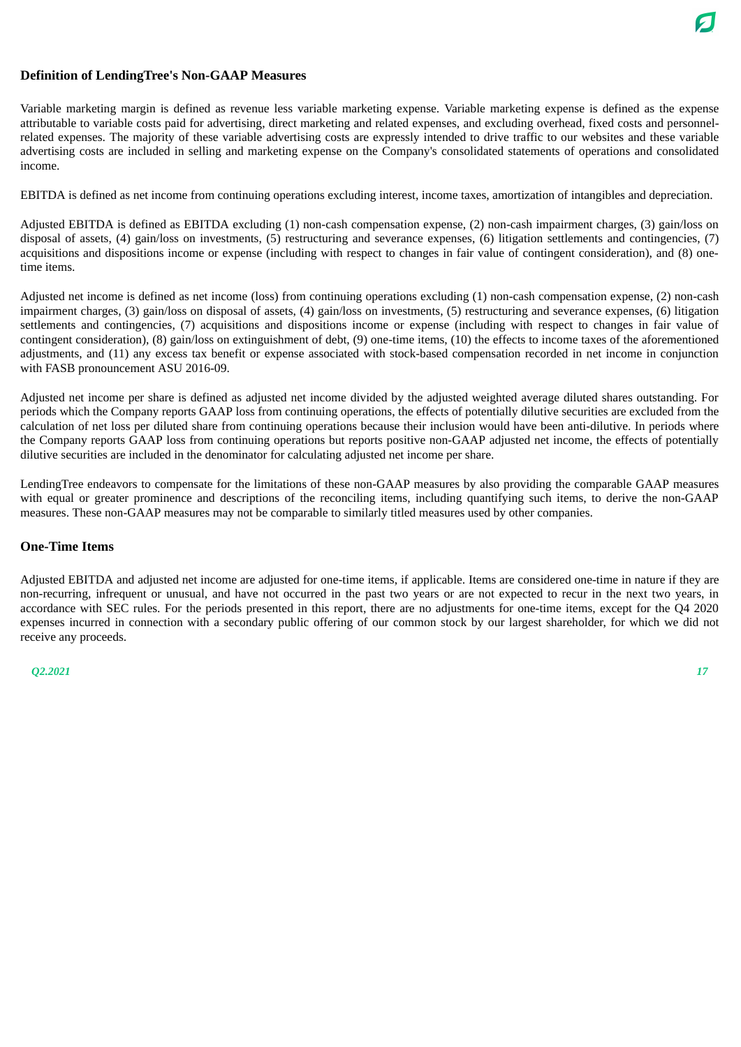## Definition of LendingTree's Non-GAAP Measures

Variable marketing margin is defined as revenue less variable marketing expense. Variable marketing expense is defined as the expense attributable to variable costs paid for advertising, direct marketing and related expenses, and excluding overhead, fixed costs and personnel-related expenses. The majority of these variable advertising costs are expressly intended to drive traffic to our websites and these variable advertising costs are included in selling and marketing expense on the Company's consolidated statements of operations and consolidated income.

EBITDA is defined as net income from continuing operations excluding interest, income taxes, amortization of intangibles and depreciation.

Adjusted EBITDA is defined as EBITDA excluding (1) non-cash compensation expense, (2) non-cash impairment charges, (3) gain/loss on disposal of assets, (4) gain/loss on investments, (5) restructuring and severance expenses, (6) litigation settlements and contingencies, (7) acquisitions and dispositions income or expense (including with respect to changes in fair value of contingent consideration), and (8) one-time items.

Adjusted net income is defined as net income (loss) from continuing operations excluding (1) non-cash compensation expense, (2) non-cash impairment charges, (3) gain/loss on disposal of assets, (4) gain/loss on investments, (5) restructuring and severance expenses, (6) litigation settlements and contingencies, (7) acquisitions and dispositions income or expense (including with respect to changes in fair value of contingent consideration), (8) gain/loss on extinguishment of debt, (9) one-time items, (10) the effects to income taxes of the aforementioned adjustments, and (11) any excess tax benefit or expense associated with stock-based compensation recorded in net income in conjunction with FASB pronouncement ASU 2016-09.

Adjusted net income per share is defined as adjusted net income divided by the adjusted weighted average diluted shares outstanding. For periods which the Company reports GAAP loss from continuing operations, the effects of potentially dilutive securities are excluded from the calculation of net loss per diluted share from continuing operations because their inclusion would have been anti-dilutive. In periods where the Company reports GAAP loss from continuing operations but reports positive non-GAAP adjusted net income, the effects of potentially dilutive securities are included in the denominator for calculating adjusted net income per share.

LendingTree endeavors to compensate for the limitations of these non-GAAP measures by also providing the comparable GAAP measures with equal or greater prominence and descriptions of the reconciling items, including quantifying such items, to derive the non-GAAP measures. These non-GAAP measures may not be comparable to similarly titled measures used by other companies.

## One-Time Items

Adjusted EBITDA and adjusted net income are adjusted for one-time items, if applicable. Items are considered one-time in nature if they are non-recurring, infrequent or unusual, and have not occurred in the past two years or are not expected to recur in the next two years, in accordance with SEC rules. For the periods presented in this report, there are no adjustments for one-time items, except for the Q4 2020 expenses incurred in connection with a secondary public offering of our common stock by our largest shareholder, for which we did not receive any proceeds.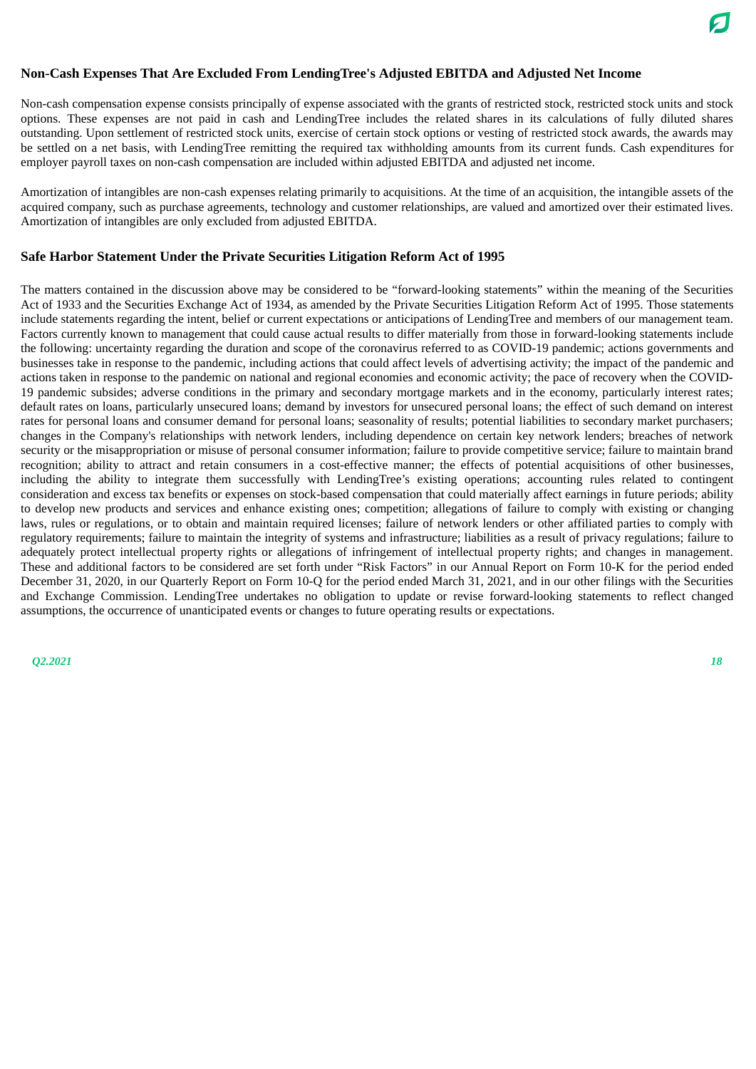### Non-Cash Expenses That Are Excluded From LendingTree's Adjusted EBITDA and Adjusted Net Income

Non-cash compensation expense consists principally of expense associated with the grants of restricted stock, restricted stock units and stock options. These expenses are not paid in cash and LendingTree includes the related shares in its calculations of fully diluted shares outstanding. Upon settlement of restricted stock units, exercise of certain stock options or vesting of restricted stock awards, the awards may be settled on a net basis, with LendingTree remitting the required tax withholding amounts from its current funds. Cash expenditures for employer payroll taxes on non-cash compensation are included within adjusted EBITDA and adjusted net income.

Amortization of intangibles are non-cash expenses relating primarily to acquisitions. At the time of an acquisition, the intangible assets of the acquired company, such as purchase agreements, technology and customer relationships, are valued and amortized over their estimated lives. Amortization of intangibles are only excluded from adjusted EBITDA.

### Safe Harbor Statement Under the Private Securities Litigation Reform Act of 1995

The matters contained in the discussion above may be considered to be "forward-looking statements" within the meaning of the Securities Act of 1933 and the Securities Exchange Act of 1934, as amended by the Private Securities Litigation Reform Act of 1995. Those statements include statements regarding the intent, belief or current expectations or anticipations of LendingTree and members of our management team. Factors currently known to management that could cause actual results to differ materially from those in forward-looking statements include the following: uncertainty regarding the duration and scope of the coronavirus referred to as COVID-19 pandemic; actions governments and businesses take in response to the pandemic, including actions that could affect levels of advertising activity; the impact of the pandemic and actions taken in response to the pandemic on national and regional economies and economic activity; the pace of recovery when the COVID-19 pandemic subsides; adverse conditions in the primary and secondary mortgage markets and in the economy, particularly interest rates; default rates on loans, particularly unsecured loans; demand by investors for unsecured personal loans; the effect of such demand on interest rates for personal loans and consumer demand for personal loans; seasonality of results; potential liabilities to secondary market purchasers; changes in the Company's relationships with network lenders, including dependence on certain key network lenders; breaches of network security or the misappropriation or misuse of personal consumer information; failure to provide competitive service; failure to maintain brand recognition; ability to attract and retain consumers in a cost-effective manner; the effects of potential acquisitions of other businesses, including the ability to integrate them successfully with LendingTree's existing operations; accounting rules related to contingent consideration and excess tax benefits or expenses on stock-based compensation that could materially affect earnings in future periods; ability to develop new products and services and enhance existing ones; competition; allegations of failure to comply with existing or changing laws, rules or regulations, or to obtain and maintain required licenses; failure of network lenders or other affiliated parties to comply with regulatory requirements; failure to maintain the integrity of systems and infrastructure; liabilities as a result of privacy regulations; failure to adequately protect intellectual property rights or allegations of infringement of intellectual property rights; and changes in management. These and additional factors to be considered are set forth under "Risk Factors" in our Annual Report on Form 10-K for the period ended December 31, 2020, in our Quarterly Report on Form 10-Q for the period ended March 31, 2021, and in our other filings with the Securities and Exchange Commission. LendingTree undertakes no obligation to update or revise forward-looking statements to reflect changed assumptions, the occurrence of unanticipated events or changes to future operating results or expectations.